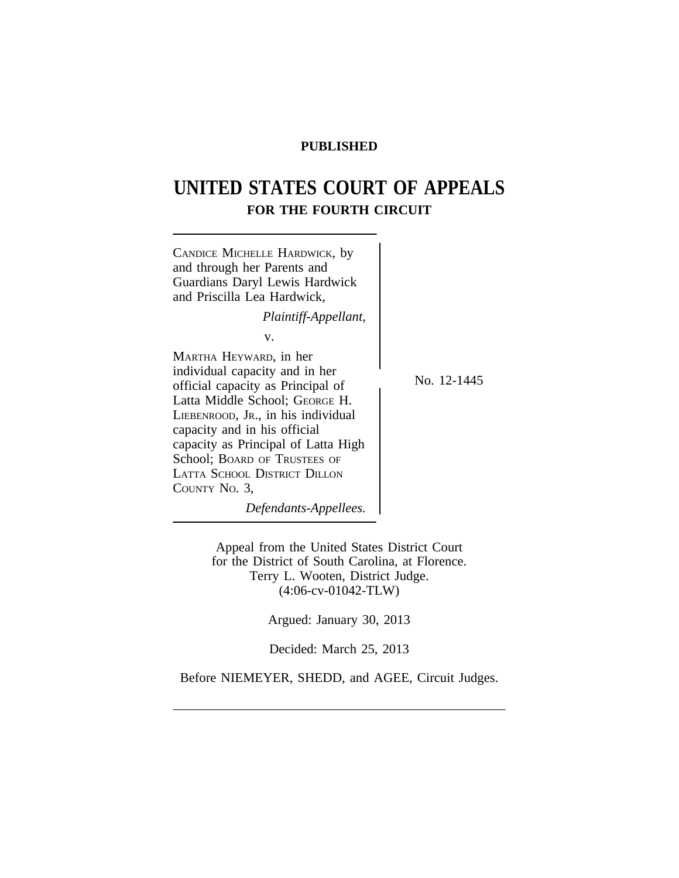**PUBLISHED**

# UNITED STATES COURT OF APPEALS
## FOR THE FOURTH CIRCUIT

---

CANDICE MICHELLE HARDWICK, by and through her Parents and Guardians Daryl Lewis Hardwick and Priscilla Lea Hardwick,

*Plaintiff-Appellant,*

v.

MARTHA HEYWARD, in her individual capacity and in her official capacity as Principal of Latta Middle School; GEORGE H. LIEBENROOD, JR., in his individual capacity and in his official capacity as Principal of Latta High School; BOARD OF TRUSTEES OF LATTA SCHOOL DISTRICT DILLON COUNTY NO. 3,

*Defendants-Appellees.*

No. 12-1445

---

Appeal from the United States District Court for the District of South Carolina, at Florence.
Terry L. Wooten, District Judge.
(4:06-cv-01042-TLW)

Argued: January 30, 2013

Decided: March 25, 2013

Before NIEMEYER, SHEDD, and AGEE, Circuit Judges.

---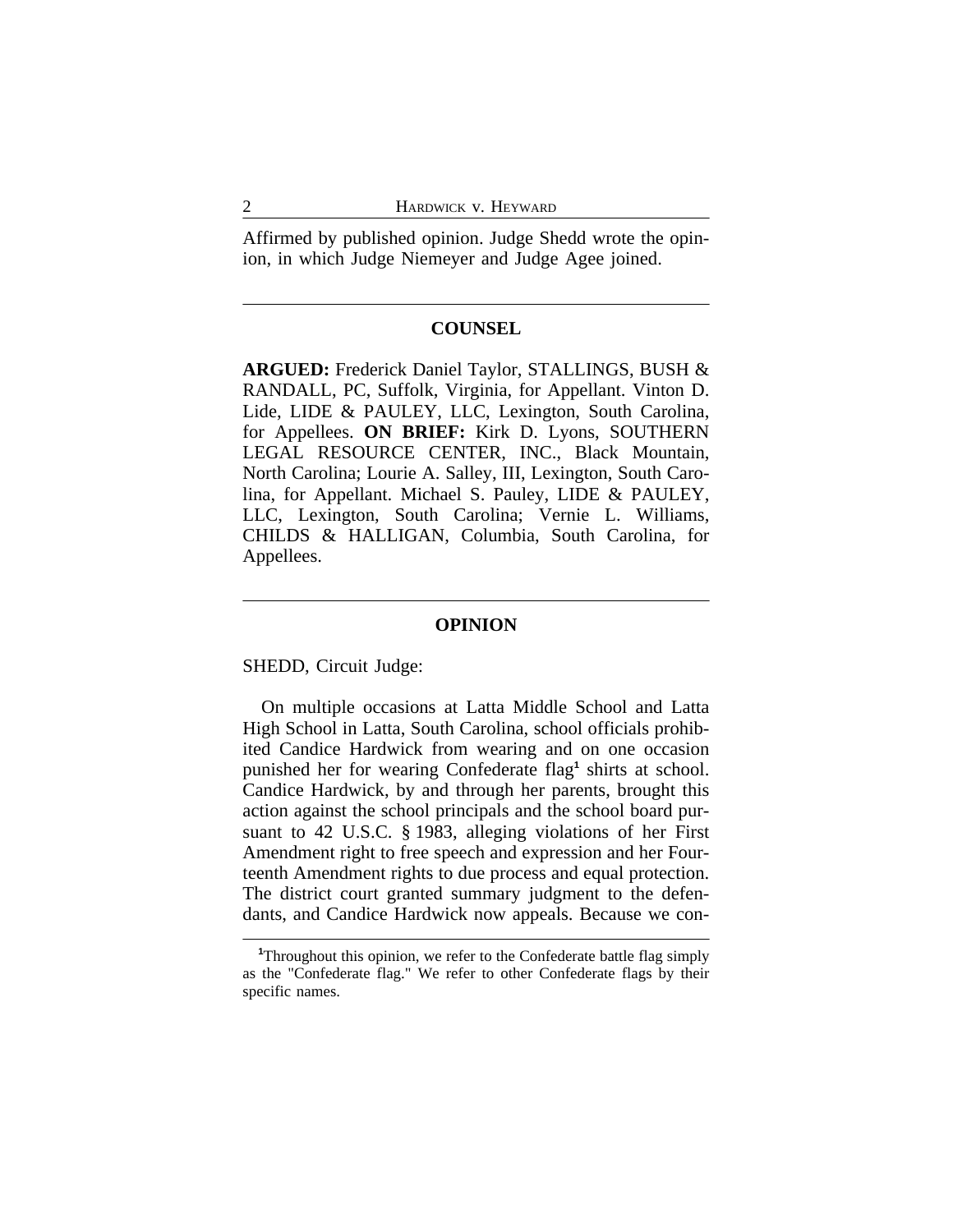Affirmed by published opinion. Judge Shedd wrote the opinion, in which Judge Niemeyer and Judge Agee joined.

---

## COUNSEL

**ARGUED:** Frederick Daniel Taylor, STALLINGS, BUSH & RANDALL, PC, Suffolk, Virginia, for Appellant. Vinton D. Lide, LIDE & PAULEY, LLC, Lexington, South Carolina, for Appellees. **ON BRIEF:** Kirk D. Lyons, SOUTHERN LEGAL RESOURCE CENTER, INC., Black Mountain, North Carolina; Lourie A. Salley, III, Lexington, South Carolina, for Appellant. Michael S. Pauley, LIDE & PAULEY, LLC, Lexington, South Carolina; Vernie L. Williams, CHILDS & HALLIGAN, Columbia, South Carolina, for Appellees.

---

## OPINION

SHEDD, Circuit Judge:

On multiple occasions at Latta Middle School and Latta High School in Latta, South Carolina, school officials prohibited Candice Hardwick from wearing and on one occasion punished her for wearing Confederate flag[1] shirts at school. Candice Hardwick, by and through her parents, brought this action against the school principals and the school board pursuant to 42 U.S.C. § 1983, alleging violations of her First Amendment right to free speech and expression and her Fourteenth Amendment rights to due process and equal protection. The district court granted summary judgment to the defendants, and Candice Hardwick now appeals. Because we con-

---

[1]Throughout this opinion, we refer to the Confederate battle flag simply as the "Confederate flag." We refer to other Confederate flags by their specific names.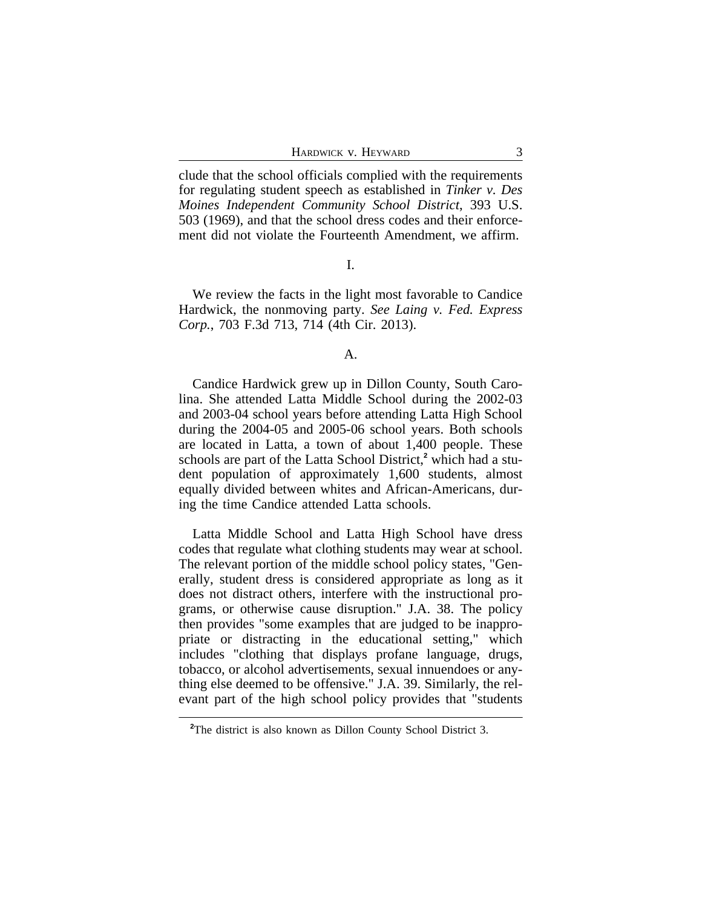clude that the school officials complied with the requirements for regulating student speech as established in *Tinker v. Des Moines Independent Community School District*, 393 U.S. 503 (1969), and that the school dress codes and their enforcement did not violate the Fourteenth Amendment, we affirm.

## I.

We review the facts in the light most favorable to Candice Hardwick, the nonmoving party. *See Laing v. Fed. Express Corp.*, 703 F.3d 713, 714 (4th Cir. 2013).

### A.

Candice Hardwick grew up in Dillon County, South Carolina. She attended Latta Middle School during the 2002-03 and 2003-04 school years before attending Latta High School during the 2004-05 and 2005-06 school years. Both schools are located in Latta, a town of about 1,400 people. These schools are part of the Latta School District,[2] which had a student population of approximately 1,600 students, almost equally divided between whites and African-Americans, during the time Candice attended Latta schools.

Latta Middle School and Latta High School have dress codes that regulate what clothing students may wear at school. The relevant portion of the middle school policy states, "Generally, student dress is considered appropriate as long as it does not distract others, interfere with the instructional programs, or otherwise cause disruption." J.A. 38. The policy then provides "some examples that are judged to be inappropriate or distracting in the educational setting," which includes "clothing that displays profane language, drugs, tobacco, or alcohol advertisements, sexual innuendoes or anything else deemed to be offensive." J.A. 39. Similarly, the relevant part of the high school policy provides that "students

[2] The district is also known as Dillon County School District 3.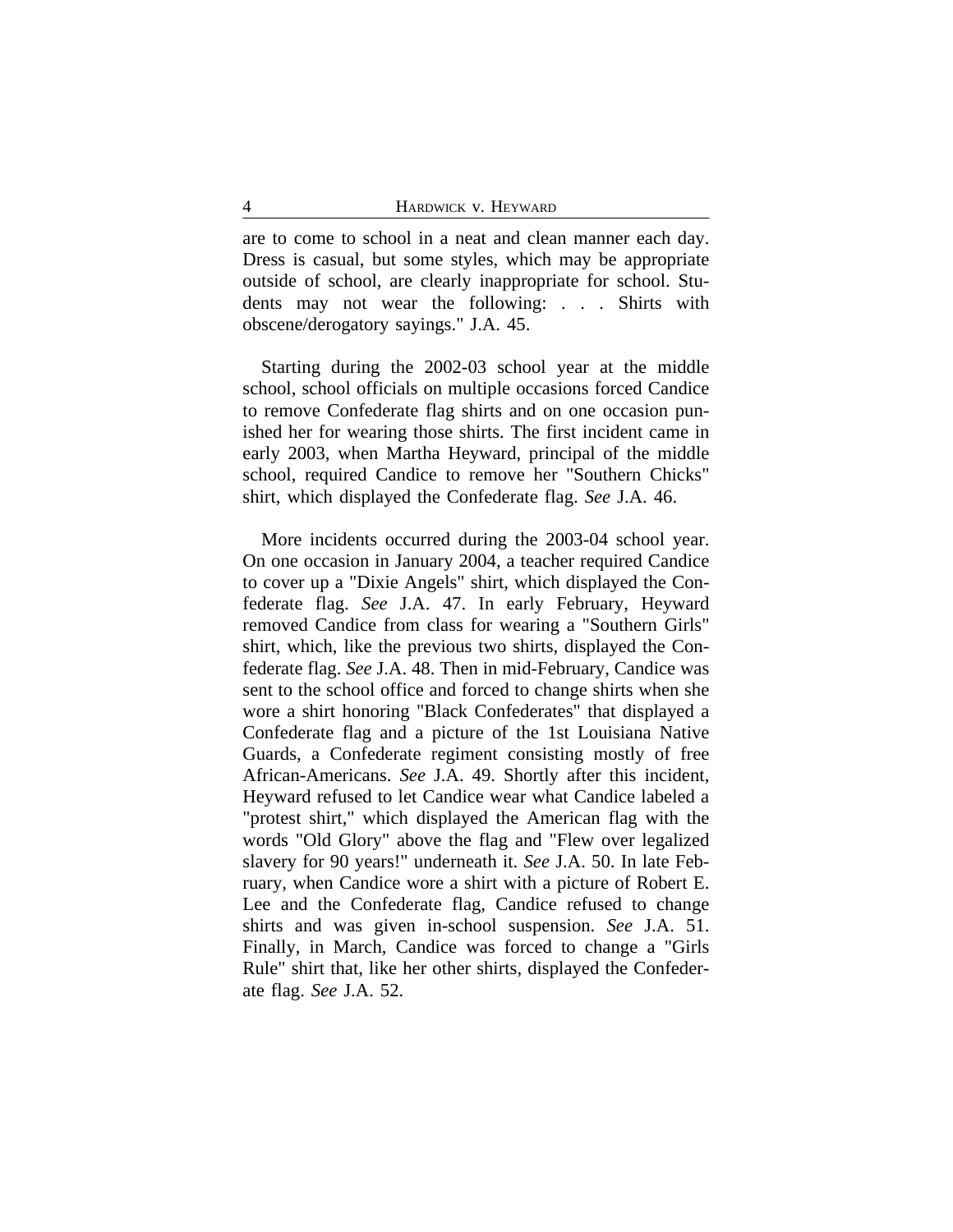are to come to school in a neat and clean manner each day. Dress is casual, but some styles, which may be appropriate outside of school, are clearly inappropriate for school. Students may not wear the following: . . . Shirts with obscene/derogatory sayings." J.A. 45.

Starting during the 2002-03 school year at the middle school, school officials on multiple occasions forced Candice to remove Confederate flag shirts and on one occasion punished her for wearing those shirts. The first incident came in early 2003, when Martha Heyward, principal of the middle school, required Candice to remove her "Southern Chicks" shirt, which displayed the Confederate flag. *See* J.A. 46.

More incidents occurred during the 2003-04 school year. On one occasion in January 2004, a teacher required Candice to cover up a "Dixie Angels" shirt, which displayed the Confederate flag. *See* J.A. 47. In early February, Heyward removed Candice from class for wearing a "Southern Girls" shirt, which, like the previous two shirts, displayed the Confederate flag. *See* J.A. 48. Then in mid-February, Candice was sent to the school office and forced to change shirts when she wore a shirt honoring "Black Confederates" that displayed a Confederate flag and a picture of the 1st Louisiana Native Guards, a Confederate regiment consisting mostly of free African-Americans. *See* J.A. 49. Shortly after this incident, Heyward refused to let Candice wear what Candice labeled a "protest shirt," which displayed the American flag with the words "Old Glory" above the flag and "Flew over legalized slavery for 90 years!" underneath it. *See* J.A. 50. In late February, when Candice wore a shirt with a picture of Robert E. Lee and the Confederate flag, Candice refused to change shirts and was given in-school suspension. *See* J.A. 51. Finally, in March, Candice was forced to change a "Girls Rule" shirt that, like her other shirts, displayed the Confederate flag. *See* J.A. 52.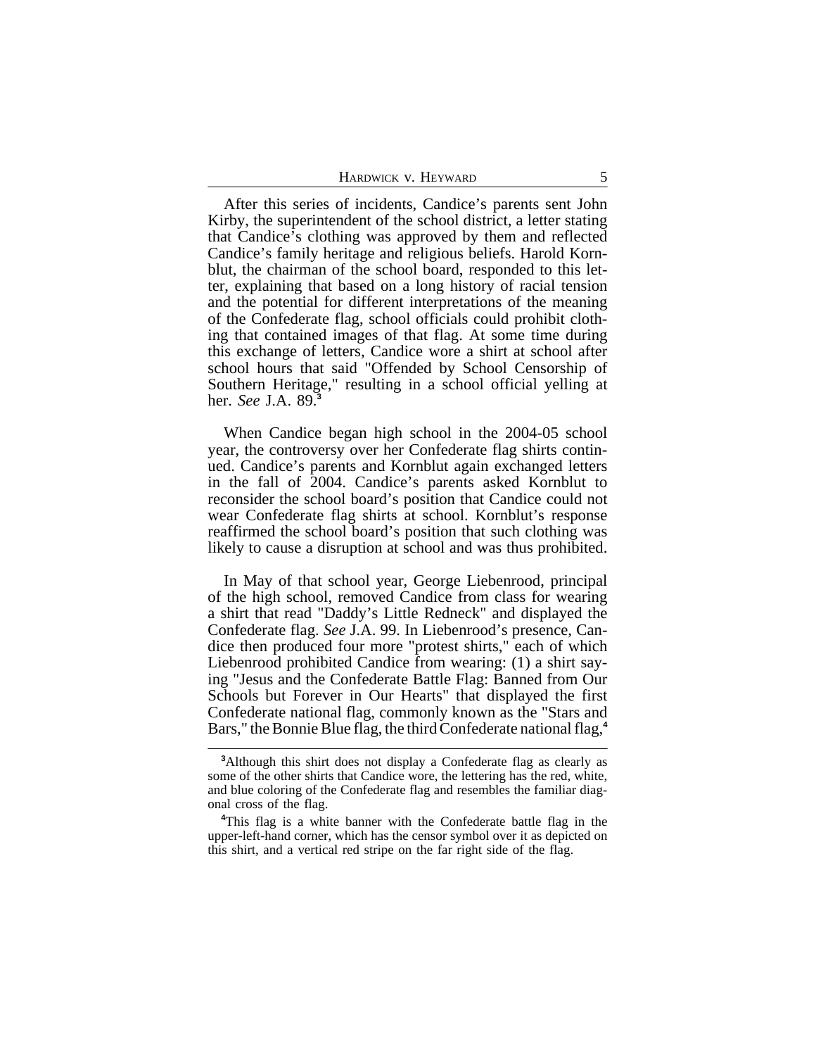After this series of incidents, Candice's parents sent John Kirby, the superintendent of the school district, a letter stating that Candice's clothing was approved by them and reflected Candice's family heritage and religious beliefs. Harold Kornblut, the chairman of the school board, responded to this letter, explaining that based on a long history of racial tension and the potential for different interpretations of the meaning of the Confederate flag, school officials could prohibit clothing that contained images of that flag. At some time during this exchange of letters, Candice wore a shirt at school after school hours that said "Offended by School Censorship of Southern Heritage," resulting in a school official yelling at her. *See* J.A. 89.[3]

When Candice began high school in the 2004-05 school year, the controversy over her Confederate flag shirts continued. Candice's parents and Kornblut again exchanged letters in the fall of 2004. Candice's parents asked Kornblut to reconsider the school board's position that Candice could not wear Confederate flag shirts at school. Kornblut's response reaffirmed the school board's position that such clothing was likely to cause a disruption at school and was thus prohibited.

In May of that school year, George Liebenrood, principal of the high school, removed Candice from class for wearing a shirt that read "Daddy's Little Redneck" and displayed the Confederate flag. *See* J.A. 99. In Liebenrood's presence, Candice then produced four more "protest shirts," each of which Liebenrood prohibited Candice from wearing: (1) a shirt saying "Jesus and the Confederate Battle Flag: Banned from Our Schools but Forever in Our Hearts" that displayed the first Confederate national flag, commonly known as the "Stars and Bars," the Bonnie Blue flag, the third Confederate national flag,[4]

[3]Although this shirt does not display a Confederate flag as clearly as some of the other shirts that Candice wore, the lettering has the red, white, and blue coloring of the Confederate flag and resembles the familiar diagonal cross of the flag.

[4]This flag is a white banner with the Confederate battle flag in the upper-left-hand corner, which has the censor symbol over it as depicted on this shirt, and a vertical red stripe on the far right side of the flag.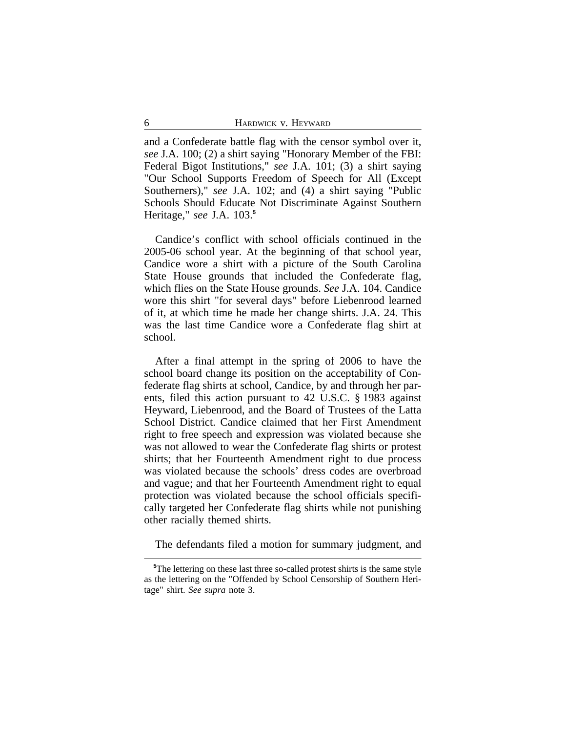and a Confederate battle flag with the censor symbol over it, *see* J.A. 100; (2) a shirt saying "Honorary Member of the FBI: Federal Bigot Institutions," *see* J.A. 101; (3) a shirt saying "Our School Supports Freedom of Speech for All (Except Southerners)," *see* J.A. 102; and (4) a shirt saying "Public Schools Should Educate Not Discriminate Against Southern Heritage," *see* J.A. 103.[5]

Candice's conflict with school officials continued in the 2005-06 school year. At the beginning of that school year, Candice wore a shirt with a picture of the South Carolina State House grounds that included the Confederate flag, which flies on the State House grounds. *See* J.A. 104. Candice wore this shirt "for several days" before Liebenrood learned of it, at which time he made her change shirts. J.A. 24. This was the last time Candice wore a Confederate flag shirt at school.

After a final attempt in the spring of 2006 to have the school board change its position on the acceptability of Confederate flag shirts at school, Candice, by and through her parents, filed this action pursuant to 42 U.S.C. § 1983 against Heyward, Liebenrood, and the Board of Trustees of the Latta School District. Candice claimed that her First Amendment right to free speech and expression was violated because she was not allowed to wear the Confederate flag shirts or protest shirts; that her Fourteenth Amendment right to due process was violated because the schools' dress codes are overbroad and vague; and that her Fourteenth Amendment right to equal protection was violated because the school officials specifically targeted her Confederate flag shirts while not punishing other racially themed shirts.

The defendants filed a motion for summary judgment, and

[5]The lettering on these last three so-called protest shirts is the same style as the lettering on the "Offended by School Censorship of Southern Heritage" shirt. *See supra* note 3.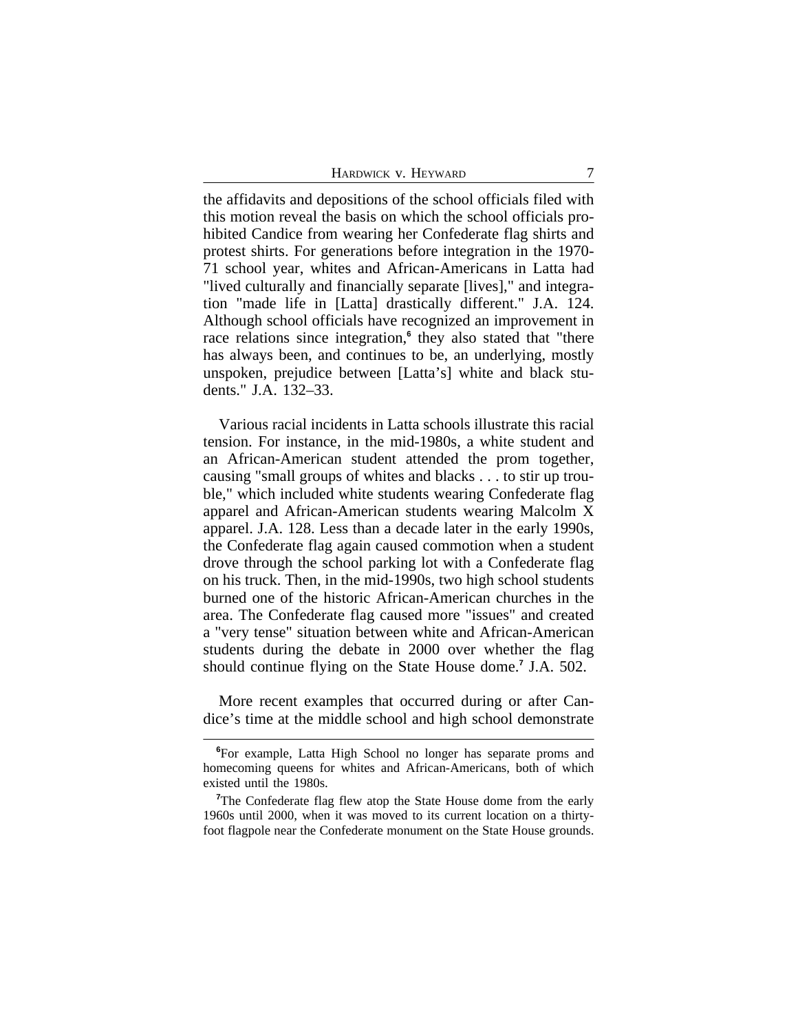the affidavits and depositions of the school officials filed with this motion reveal the basis on which the school officials prohibited Candice from wearing her Confederate flag shirts and protest shirts. For generations before integration in the 1970-71 school year, whites and African-Americans in Latta had "lived culturally and financially separate [lives]," and integration "made life in [Latta] drastically different." J.A. 124. Although school officials have recognized an improvement in race relations since integration,[6] they also stated that "there has always been, and continues to be, an underlying, mostly unspoken, prejudice between [Latta's] white and black students." J.A. 132–33.

Various racial incidents in Latta schools illustrate this racial tension. For instance, in the mid-1980s, a white student and an African-American student attended the prom together, causing "small groups of whites and blacks . . . to stir up trouble," which included white students wearing Confederate flag apparel and African-American students wearing Malcolm X apparel. J.A. 128. Less than a decade later in the early 1990s, the Confederate flag again caused commotion when a student drove through the school parking lot with a Confederate flag on his truck. Then, in the mid-1990s, two high school students burned one of the historic African-American churches in the area. The Confederate flag caused more "issues" and created a "very tense" situation between white and African-American students during the debate in 2000 over whether the flag should continue flying on the State House dome.[7] J.A. 502.

More recent examples that occurred during or after Candice's time at the middle school and high school demonstrate

[6]For example, Latta High School no longer has separate proms and homecoming queens for whites and African-Americans, both of which existed until the 1980s.

[7]The Confederate flag flew atop the State House dome from the early 1960s until 2000, when it was moved to its current location on a thirty-foot flagpole near the Confederate monument on the State House grounds.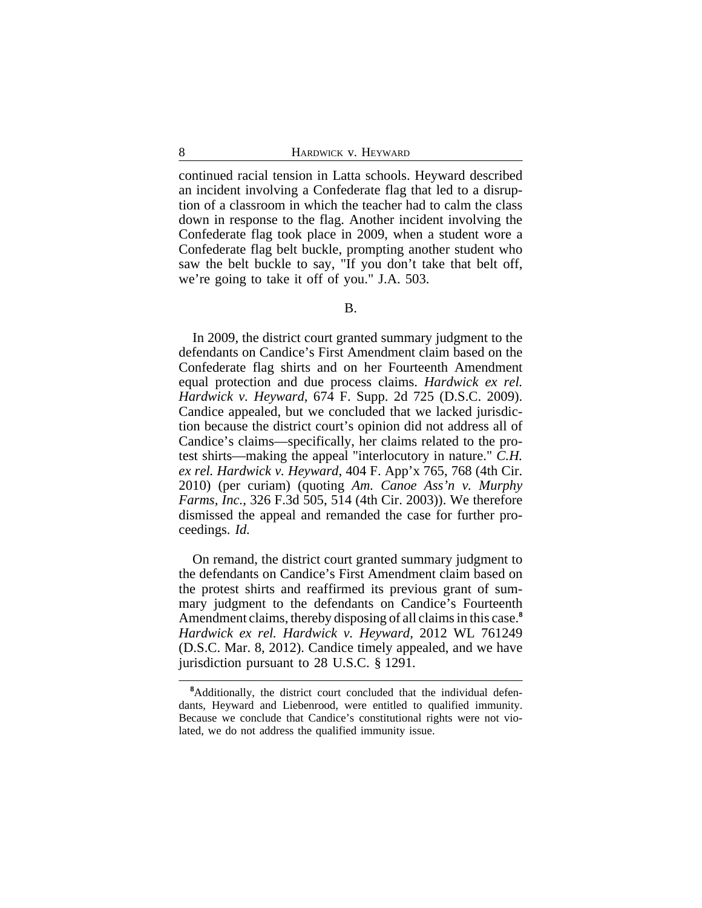continued racial tension in Latta schools. Heyward described an incident involving a Confederate flag that led to a disruption of a classroom in which the teacher had to calm the class down in response to the flag. Another incident involving the Confederate flag took place in 2009, when a student wore a Confederate flag belt buckle, prompting another student who saw the belt buckle to say, "If you don't take that belt off, we're going to take it off of you." J.A. 503.

B.

In 2009, the district court granted summary judgment to the defendants on Candice's First Amendment claim based on the Confederate flag shirts and on her Fourteenth Amendment equal protection and due process claims. *Hardwick ex rel. Hardwick v. Heyward*, 674 F. Supp. 2d 725 (D.S.C. 2009). Candice appealed, but we concluded that we lacked jurisdiction because the district court's opinion did not address all of Candice's claims—specifically, her claims related to the protest shirts—making the appeal "interlocutory in nature." *C.H. ex rel. Hardwick v. Heyward*, 404 F. App'x 765, 768 (4th Cir. 2010) (per curiam) (quoting *Am. Canoe Ass'n v. Murphy Farms, Inc.*, 326 F.3d 505, 514 (4th Cir. 2003)). We therefore dismissed the appeal and remanded the case for further proceedings. *Id.*

On remand, the district court granted summary judgment to the defendants on Candice's First Amendment claim based on the protest shirts and reaffirmed its previous grant of summary judgment to the defendants on Candice's Fourteenth Amendment claims, thereby disposing of all claims in this case.[8] *Hardwick ex rel. Hardwick v. Heyward*, 2012 WL 761249 (D.S.C. Mar. 8, 2012). Candice timely appealed, and we have jurisdiction pursuant to 28 U.S.C. § 1291.

[8]Additionally, the district court concluded that the individual defendants, Heyward and Liebenrood, were entitled to qualified immunity. Because we conclude that Candice's constitutional rights were not violated, we do not address the qualified immunity issue.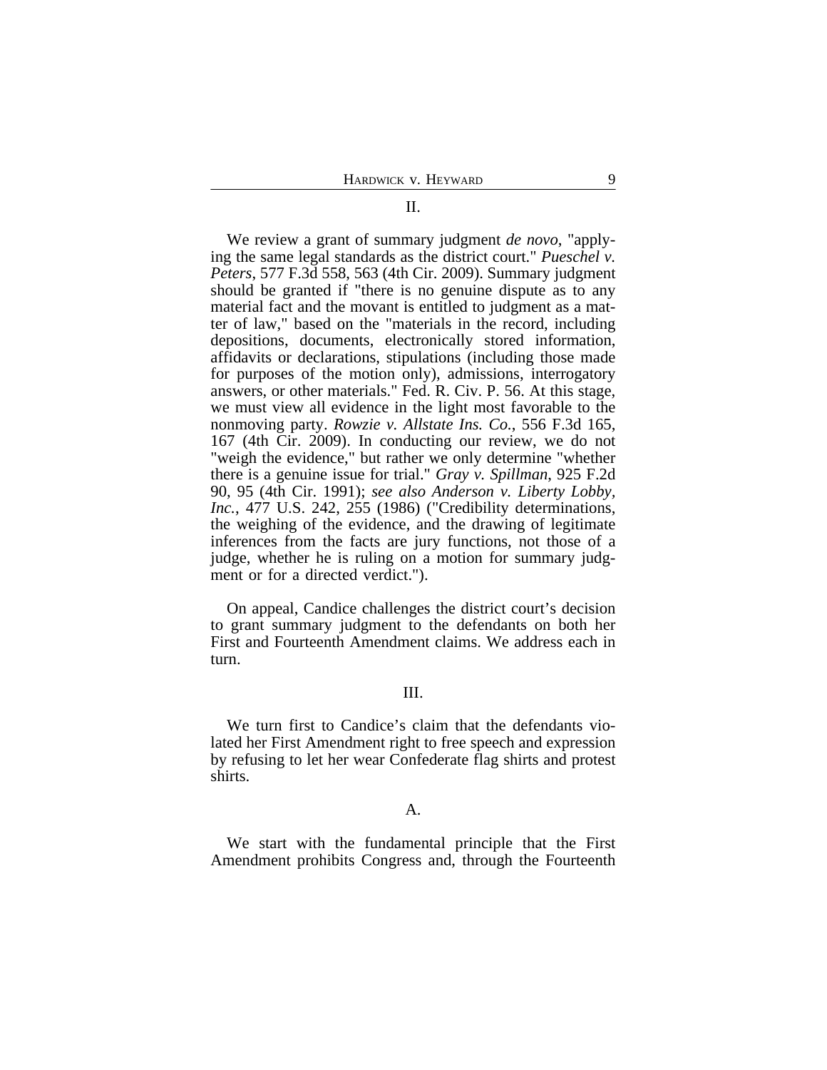## II.

We review a grant of summary judgment *de novo*, "applying the same legal standards as the district court." *Pueschel v. Peters*, 577 F.3d 558, 563 (4th Cir. 2009). Summary judgment should be granted if "there is no genuine dispute as to any material fact and the movant is entitled to judgment as a matter of law," based on the "materials in the record, including depositions, documents, electronically stored information, affidavits or declarations, stipulations (including those made for purposes of the motion only), admissions, interrogatory answers, or other materials." Fed. R. Civ. P. 56. At this stage, we must view all evidence in the light most favorable to the nonmoving party. *Rowzie v. Allstate Ins. Co.*, 556 F.3d 165, 167 (4th Cir. 2009). In conducting our review, we do not "weigh the evidence," but rather we only determine "whether there is a genuine issue for trial." *Gray v. Spillman*, 925 F.2d 90, 95 (4th Cir. 1991); *see also Anderson v. Liberty Lobby, Inc.*, 477 U.S. 242, 255 (1986) ("Credibility determinations, the weighing of the evidence, and the drawing of legitimate inferences from the facts are jury functions, not those of a judge, whether he is ruling on a motion for summary judgment or for a directed verdict.").

On appeal, Candice challenges the district court's decision to grant summary judgment to the defendants on both her First and Fourteenth Amendment claims. We address each in turn.

## III.

We turn first to Candice's claim that the defendants violated her First Amendment right to free speech and expression by refusing to let her wear Confederate flag shirts and protest shirts.

### A.

We start with the fundamental principle that the First Amendment prohibits Congress and, through the Fourteenth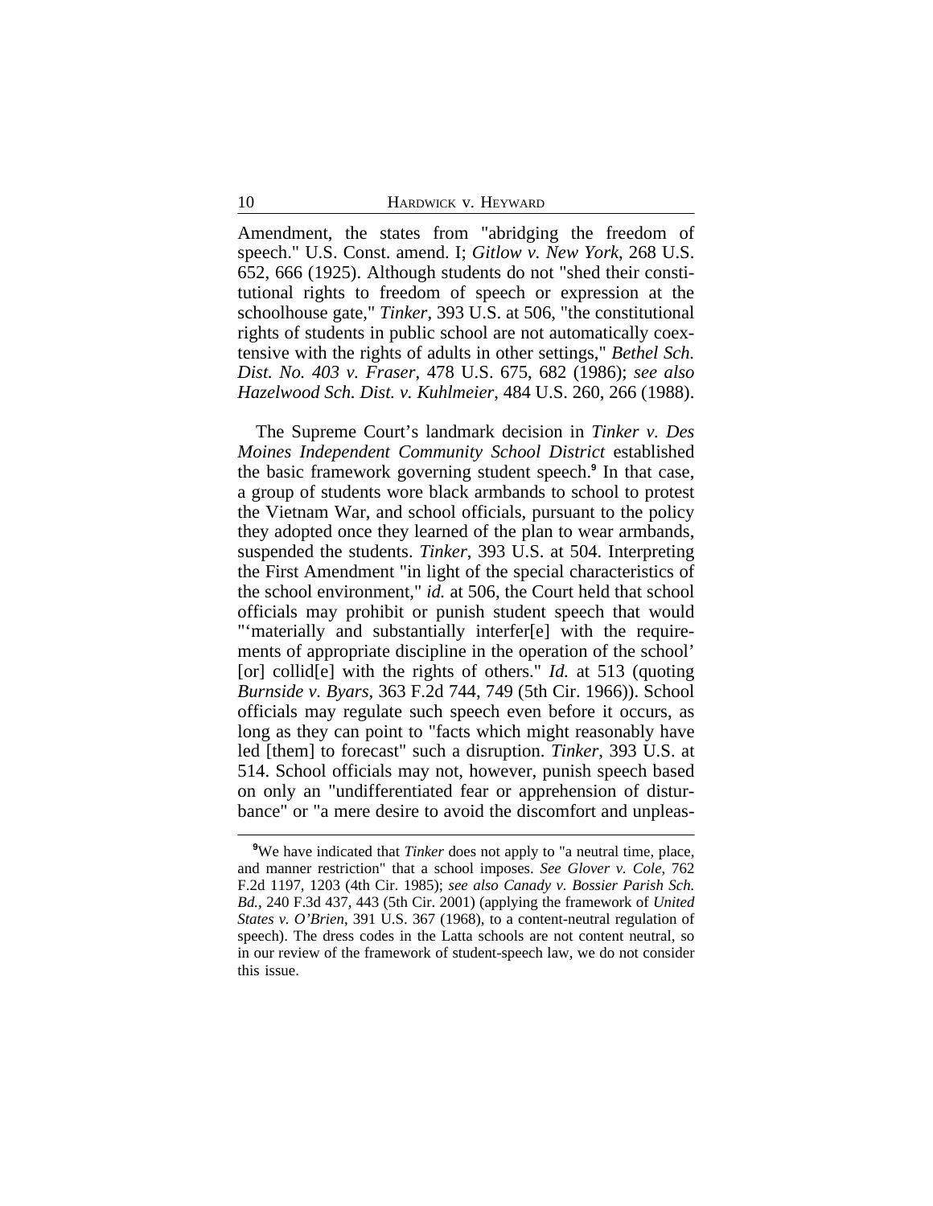Amendment, the states from "abridging the freedom of speech." U.S. Const. amend. I; *Gitlow v. New York*, 268 U.S. 652, 666 (1925). Although students do not "shed their constitutional rights to freedom of speech or expression at the schoolhouse gate," *Tinker*, 393 U.S. at 506, "the constitutional rights of students in public school are not automatically coextensive with the rights of adults in other settings," *Bethel Sch. Dist. No. 403 v. Fraser*, 478 U.S. 675, 682 (1986); *see also Hazelwood Sch. Dist. v. Kuhlmeier*, 484 U.S. 260, 266 (1988).

The Supreme Court's landmark decision in *Tinker v. Des Moines Independent Community School District* established the basic framework governing student speech.[9] In that case, a group of students wore black armbands to school to protest the Vietnam War, and school officials, pursuant to the policy they adopted once they learned of the plan to wear armbands, suspended the students. *Tinker*, 393 U.S. at 504. Interpreting the First Amendment "in light of the special characteristics of the school environment," *id.* at 506, the Court held that school officials may prohibit or punish student speech that would "'materially and substantially interfer[e] with the requirements of appropriate discipline in the operation of the school' [or] collid[e] with the rights of others." *Id.* at 513 (quoting *Burnside v. Byars*, 363 F.2d 744, 749 (5th Cir. 1966)). School officials may regulate such speech even before it occurs, as long as they can point to "facts which might reasonably have led [them] to forecast" such a disruption. *Tinker*, 393 U.S. at 514. School officials may not, however, punish speech based on only an "undifferentiated fear or apprehension of disturbance" or "a mere desire to avoid the discomfort and unpleas-

[9]We have indicated that *Tinker* does not apply to "a neutral time, place, and manner restriction" that a school imposes. *See Glover v. Cole*, 762 F.2d 1197, 1203 (4th Cir. 1985); *see also Canady v. Bossier Parish Sch. Bd.*, 240 F.3d 437, 443 (5th Cir. 2001) (applying the framework of *United States v. O'Brien*, 391 U.S. 367 (1968), to a content-neutral regulation of speech). The dress codes in the Latta schools are not content neutral, so in our review of the framework of student-speech law, we do not consider this issue.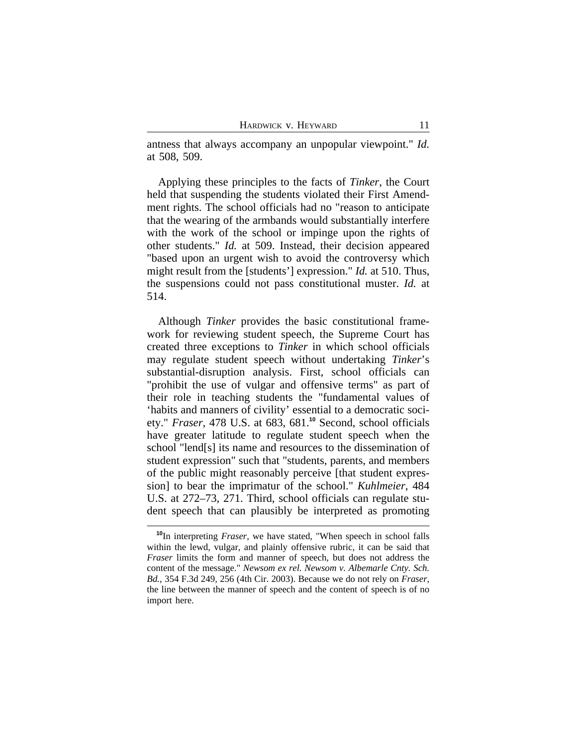antness that always accompany an unpopular viewpoint." *Id.* at 508, 509.

Applying these principles to the facts of *Tinker*, the Court held that suspending the students violated their First Amendment rights. The school officials had no "reason to anticipate that the wearing of the armbands would substantially interfere with the work of the school or impinge upon the rights of other students." *Id.* at 509. Instead, their decision appeared "based upon an urgent wish to avoid the controversy which might result from the [students'] expression." *Id.* at 510. Thus, the suspensions could not pass constitutional muster. *Id.* at 514.

Although *Tinker* provides the basic constitutional framework for reviewing student speech, the Supreme Court has created three exceptions to *Tinker* in which school officials may regulate student speech without undertaking *Tinker*'s substantial-disruption analysis. First, school officials can "prohibit the use of vulgar and offensive terms" as part of their role in teaching students the "fundamental values of 'habits and manners of civility' essential to a democratic society." *Fraser*, 478 U.S. at 683, 681.[10] Second, school officials have greater latitude to regulate student speech when the school "lend[s] its name and resources to the dissemination of student expression" such that "students, parents, and members of the public might reasonably perceive [that student expression] to bear the imprimatur of the school." *Kuhlmeier*, 484 U.S. at 272–73, 271. Third, school officials can regulate student speech that can plausibly be interpreted as promoting

[10] In interpreting *Fraser*, we have stated, "When speech in school falls within the lewd, vulgar, and plainly offensive rubric, it can be said that *Fraser* limits the form and manner of speech, but does not address the content of the message." *Newsom ex rel. Newsom v. Albemarle Cnty. Sch. Bd.*, 354 F.3d 249, 256 (4th Cir. 2003). Because we do not rely on *Fraser*, the line between the manner of speech and the content of speech is of no import here.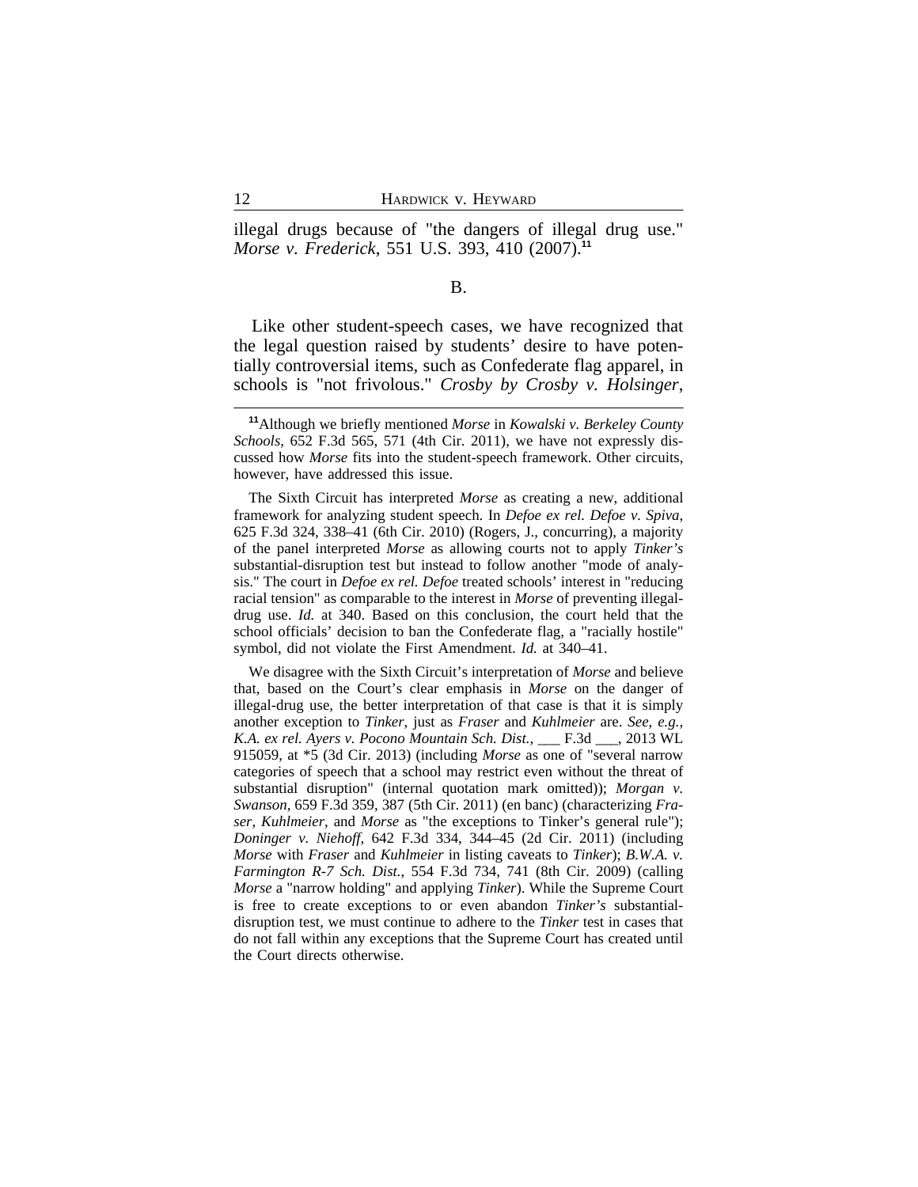illegal drugs because of "the dangers of illegal drug use." *Morse v. Frederick*, 551 U.S. 393, 410 (2007).[11]

B.

Like other student-speech cases, we have recognized that the legal question raised by students' desire to have potentially controversial items, such as Confederate flag apparel, in schools is "not frivolous." *Crosby by Crosby v. Holsinger*,

---

[11]Although we briefly mentioned *Morse* in *Kowalski v. Berkeley County Schools*, 652 F.3d 565, 571 (4th Cir. 2011), we have not expressly discussed how *Morse* fits into the student-speech framework. Other circuits, however, have addressed this issue.

The Sixth Circuit has interpreted *Morse* as creating a new, additional framework for analyzing student speech. In *Defoe ex rel. Defoe v. Spiva*, 625 F.3d 324, 338–41 (6th Cir. 2010) (Rogers, J., concurring), a majority of the panel interpreted *Morse* as allowing courts not to apply *Tinker's* substantial-disruption test but instead to follow another "mode of analysis." The court in *Defoe ex rel. Defoe* treated schools' interest in "reducing racial tension" as comparable to the interest in *Morse* of preventing illegal-drug use. *Id.* at 340. Based on this conclusion, the court held that the school officials' decision to ban the Confederate flag, a "racially hostile" symbol, did not violate the First Amendment. *Id.* at 340–41.

We disagree with the Sixth Circuit's interpretation of *Morse* and believe that, based on the Court's clear emphasis in *Morse* on the danger of illegal-drug use, the better interpretation of that case is that it is simply another exception to *Tinker*, just as *Fraser* and *Kuhlmeier* are. *See, e.g., K.A. ex rel. Ayers v. Pocono Mountain Sch. Dist.*, ___ F.3d ___, 2013 WL 915059, at *5 (3d Cir. 2013) (including *Morse* as one of "several narrow categories of speech that a school may restrict even without the threat of substantial disruption" (internal quotation mark omitted)); *Morgan v. Swanson*, 659 F.3d 359, 387 (5th Cir. 2011) (en banc) (characterizing *Fraser*, *Kuhlmeier*, and *Morse* as "the exceptions to Tinker's general rule"); *Doninger v. Niehoff*, 642 F.3d 334, 344–45 (2d Cir. 2011) (including *Morse* with *Fraser* and *Kuhlmeier* in listing caveats to *Tinker*); *B.W.A. v. Farmington R-7 Sch. Dist.*, 554 F.3d 734, 741 (8th Cir. 2009) (calling *Morse* a "narrow holding" and applying *Tinker*). While the Supreme Court is free to create exceptions to or even abandon *Tinker's* substantial-disruption test, we must continue to adhere to the *Tinker* test in cases that do not fall within any exceptions that the Supreme Court has created until the Court directs otherwise.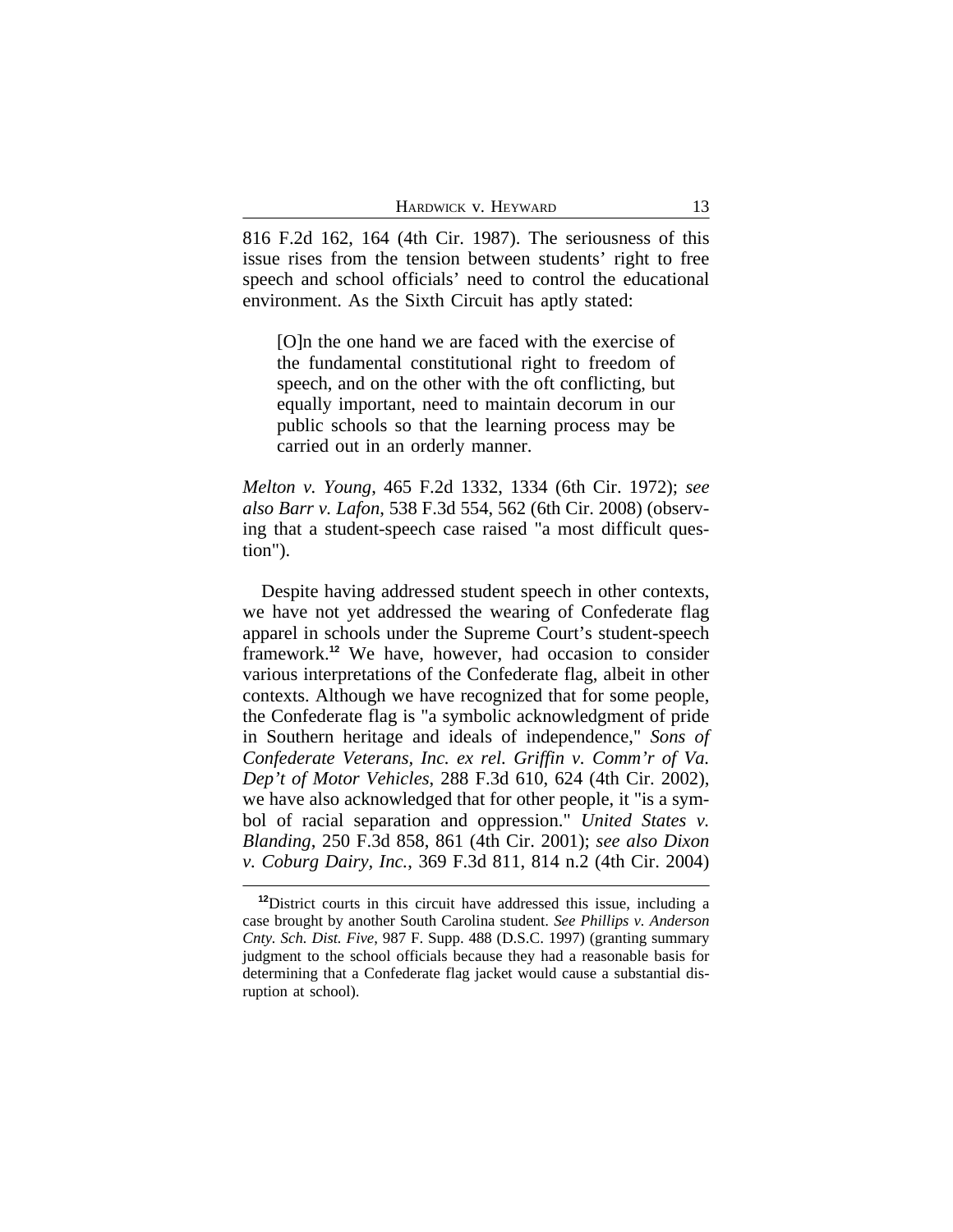816 F.2d 162, 164 (4th Cir. 1987). The seriousness of this issue rises from the tension between students' right to free speech and school officials' need to control the educational environment. As the Sixth Circuit has aptly stated:

> [O]n the one hand we are faced with the exercise of the fundamental constitutional right to freedom of speech, and on the other with the oft conflicting, but equally important, need to maintain decorum in our public schools so that the learning process may be carried out in an orderly manner.

*Melton v. Young*, 465 F.2d 1332, 1334 (6th Cir. 1972); *see also Barr v. Lafon*, 538 F.3d 554, 562 (6th Cir. 2008) (observing that a student-speech case raised "a most difficult question").

Despite having addressed student speech in other contexts, we have not yet addressed the wearing of Confederate flag apparel in schools under the Supreme Court's student-speech framework.[12] We have, however, had occasion to consider various interpretations of the Confederate flag, albeit in other contexts. Although we have recognized that for some people, the Confederate flag is "a symbolic acknowledgment of pride in Southern heritage and ideals of independence," *Sons of Confederate Veterans, Inc. ex rel. Griffin v. Comm'r of Va. Dep't of Motor Vehicles*, 288 F.3d 610, 624 (4th Cir. 2002), we have also acknowledged that for other people, it "is a symbol of racial separation and oppression." *United States v. Blanding*, 250 F.3d 858, 861 (4th Cir. 2001); *see also Dixon v. Coburg Dairy, Inc.*, 369 F.3d 811, 814 n.2 (4th Cir. 2004)

[12] District courts in this circuit have addressed this issue, including a case brought by another South Carolina student. *See Phillips v. Anderson Cnty. Sch. Dist. Five*, 987 F. Supp. 488 (D.S.C. 1997) (granting summary judgment to the school officials because they had a reasonable basis for determining that a Confederate flag jacket would cause a substantial disruption at school).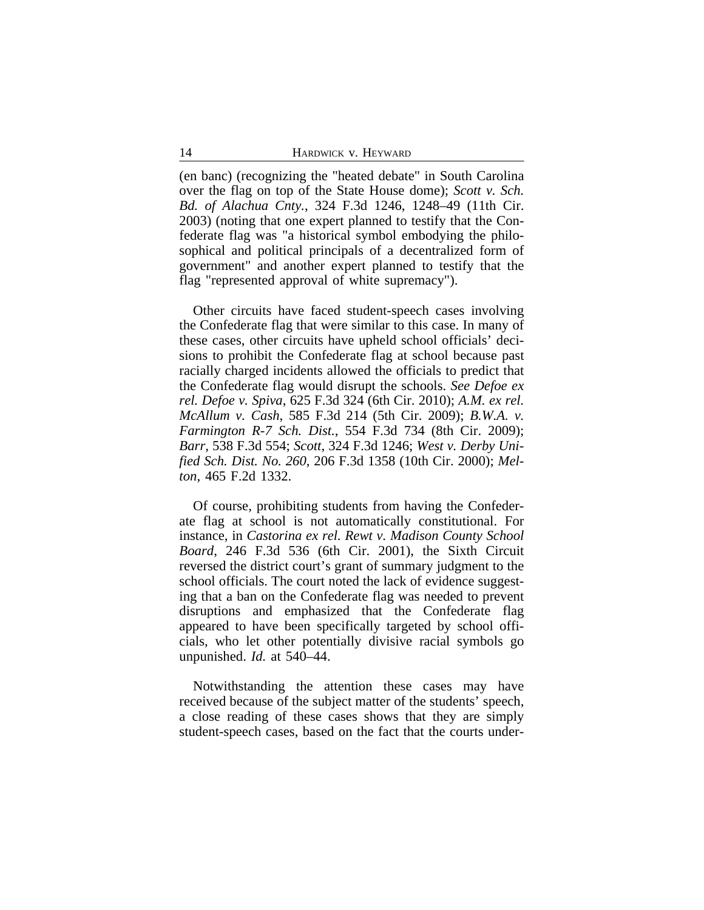(en banc) (recognizing the "heated debate" in South Carolina over the flag on top of the State House dome); *Scott v. Sch. Bd. of Alachua Cnty.*, 324 F.3d 1246, 1248–49 (11th Cir. 2003) (noting that one expert planned to testify that the Confederate flag was "a historical symbol embodying the philosophical and political principals of a decentralized form of government" and another expert planned to testify that the flag "represented approval of white supremacy").

Other circuits have faced student-speech cases involving the Confederate flag that were similar to this case. In many of these cases, other circuits have upheld school officials' decisions to prohibit the Confederate flag at school because past racially charged incidents allowed the officials to predict that the Confederate flag would disrupt the schools. *See Defoe ex rel. Defoe v. Spiva*, 625 F.3d 324 (6th Cir. 2010); *A.M. ex rel. McAllum v. Cash*, 585 F.3d 214 (5th Cir. 2009); *B.W.A. v. Farmington R-7 Sch. Dist.*, 554 F.3d 734 (8th Cir. 2009); *Barr*, 538 F.3d 554; *Scott*, 324 F.3d 1246; *West v. Derby Unified Sch. Dist. No. 260*, 206 F.3d 1358 (10th Cir. 2000); *Melton*, 465 F.2d 1332.

Of course, prohibiting students from having the Confederate flag at school is not automatically constitutional. For instance, in *Castorina ex rel. Rewt v. Madison County School Board*, 246 F.3d 536 (6th Cir. 2001), the Sixth Circuit reversed the district court's grant of summary judgment to the school officials. The court noted the lack of evidence suggesting that a ban on the Confederate flag was needed to prevent disruptions and emphasized that the Confederate flag appeared to have been specifically targeted by school officials, who let other potentially divisive racial symbols go unpunished. *Id.* at 540–44.

Notwithstanding the attention these cases may have received because of the subject matter of the students' speech, a close reading of these cases shows that they are simply student-speech cases, based on the fact that the courts under-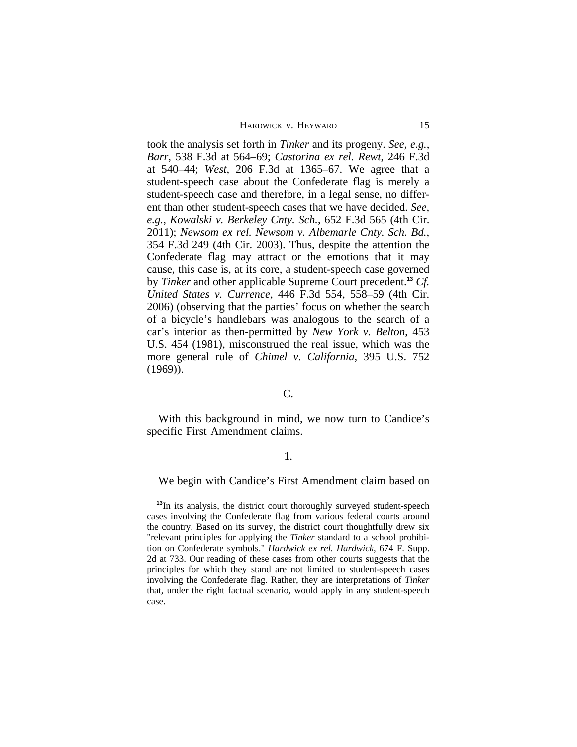took the analysis set forth in *Tinker* and its progeny. *See, e.g.*, *Barr*, 538 F.3d at 564–69; *Castorina ex rel. Rewt*, 246 F.3d at 540–44; *West*, 206 F.3d at 1365–67. We agree that a student-speech case about the Confederate flag is merely a student-speech case and therefore, in a legal sense, no different than other student-speech cases that we have decided. *See, e.g.*, *Kowalski v. Berkeley Cnty. Sch.*, 652 F.3d 565 (4th Cir. 2011); *Newsom ex rel. Newsom v. Albemarle Cnty. Sch. Bd.*, 354 F.3d 249 (4th Cir. 2003). Thus, despite the attention the Confederate flag may attract or the emotions that it may cause, this case is, at its core, a student-speech case governed by *Tinker* and other applicable Supreme Court precedent.[13] *Cf. United States v. Currence*, 446 F.3d 554, 558–59 (4th Cir. 2006) (observing that the parties' focus on whether the search of a bicycle's handlebars was analogous to the search of a car's interior as then-permitted by *New York v. Belton*, 453 U.S. 454 (1981), misconstrued the real issue, which was the more general rule of *Chimel v. California*, 395 U.S. 752 (1969)).

### C.

With this background in mind, we now turn to Candice's specific First Amendment claims.

#### 1.

We begin with Candice's First Amendment claim based on

---

[13] In its analysis, the district court thoroughly surveyed student-speech cases involving the Confederate flag from various federal courts around the country. Based on its survey, the district court thoughtfully drew six "relevant principles for applying the *Tinker* standard to a school prohibition on Confederate symbols." *Hardwick ex rel. Hardwick*, 674 F. Supp. 2d at 733. Our reading of these cases from other courts suggests that the principles for which they stand are not limited to student-speech cases involving the Confederate flag. Rather, they are interpretations of *Tinker* that, under the right factual scenario, would apply in any student-speech case.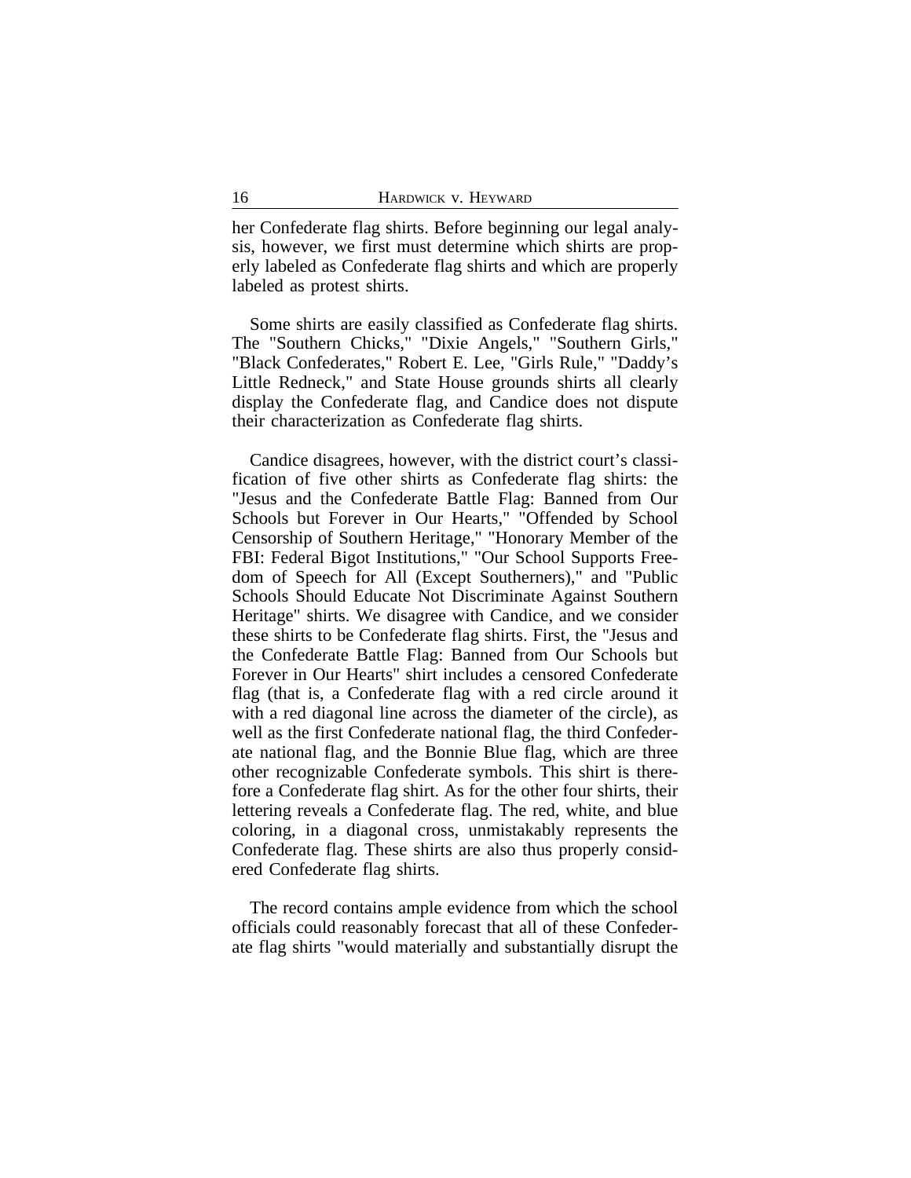her Confederate flag shirts. Before beginning our legal analysis, however, we first must determine which shirts are properly labeled as Confederate flag shirts and which are properly labeled as protest shirts.

Some shirts are easily classified as Confederate flag shirts. The "Southern Chicks," "Dixie Angels," "Southern Girls," "Black Confederates," Robert E. Lee, "Girls Rule," "Daddy's Little Redneck," and State House grounds shirts all clearly display the Confederate flag, and Candice does not dispute their characterization as Confederate flag shirts.

Candice disagrees, however, with the district court's classification of five other shirts as Confederate flag shirts: the "Jesus and the Confederate Battle Flag: Banned from Our Schools but Forever in Our Hearts," "Offended by School Censorship of Southern Heritage," "Honorary Member of the FBI: Federal Bigot Institutions," "Our School Supports Freedom of Speech for All (Except Southerners)," and "Public Schools Should Educate Not Discriminate Against Southern Heritage" shirts. We disagree with Candice, and we consider these shirts to be Confederate flag shirts. First, the "Jesus and the Confederate Battle Flag: Banned from Our Schools but Forever in Our Hearts" shirt includes a censored Confederate flag (that is, a Confederate flag with a red circle around it with a red diagonal line across the diameter of the circle), as well as the first Confederate national flag, the third Confederate national flag, and the Bonnie Blue flag, which are three other recognizable Confederate symbols. This shirt is therefore a Confederate flag shirt. As for the other four shirts, their lettering reveals a Confederate flag. The red, white, and blue coloring, in a diagonal cross, unmistakably represents the Confederate flag. These shirts are also thus properly considered Confederate flag shirts.

The record contains ample evidence from which the school officials could reasonably forecast that all of these Confederate flag shirts "would materially and substantially disrupt the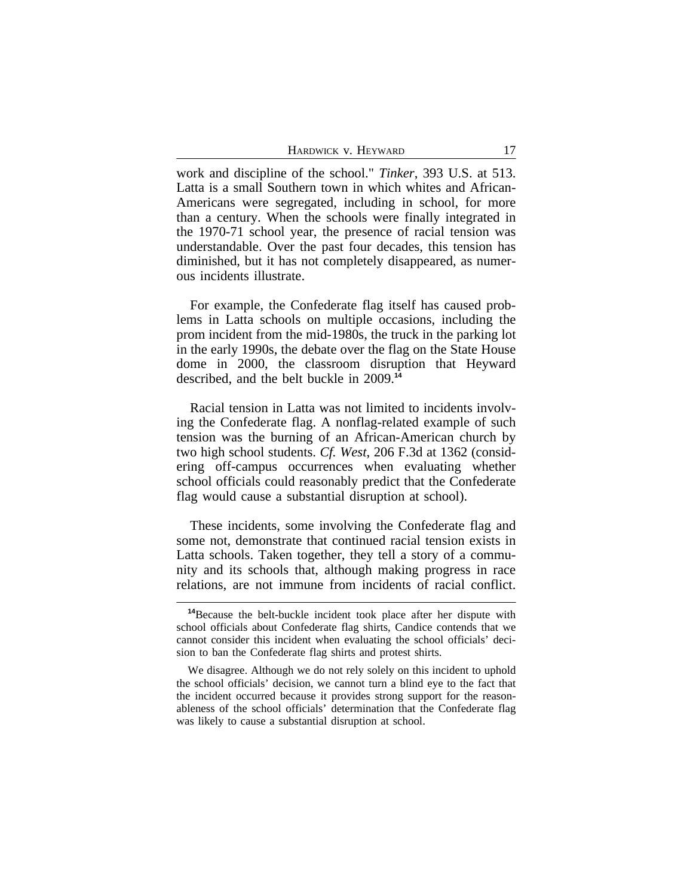work and discipline of the school." *Tinker*, 393 U.S. at 513. Latta is a small Southern town in which whites and African-Americans were segregated, including in school, for more than a century. When the schools were finally integrated in the 1970-71 school year, the presence of racial tension was understandable. Over the past four decades, this tension has diminished, but it has not completely disappeared, as numerous incidents illustrate.

For example, the Confederate flag itself has caused problems in Latta schools on multiple occasions, including the prom incident from the mid-1980s, the truck in the parking lot in the early 1990s, the debate over the flag on the State House dome in 2000, the classroom disruption that Heyward described, and the belt buckle in 2009.[14]

Racial tension in Latta was not limited to incidents involving the Confederate flag. A nonflag-related example of such tension was the burning of an African-American church by two high school students. *Cf. West*, 206 F.3d at 1362 (considering off-campus occurrences when evaluating whether school officials could reasonably predict that the Confederate flag would cause a substantial disruption at school).

These incidents, some involving the Confederate flag and some not, demonstrate that continued racial tension exists in Latta schools. Taken together, they tell a story of a community and its schools that, although making progress in race relations, are not immune from incidents of racial conflict.

---

[14]Because the belt-buckle incident took place after her dispute with school officials about Confederate flag shirts, Candice contends that we cannot consider this incident when evaluating the school officials' decision to ban the Confederate flag shirts and protest shirts.

We disagree. Although we do not rely solely on this incident to uphold the school officials' decision, we cannot turn a blind eye to the fact that the incident occurred because it provides strong support for the reasonableness of the school officials' determination that the Confederate flag was likely to cause a substantial disruption at school.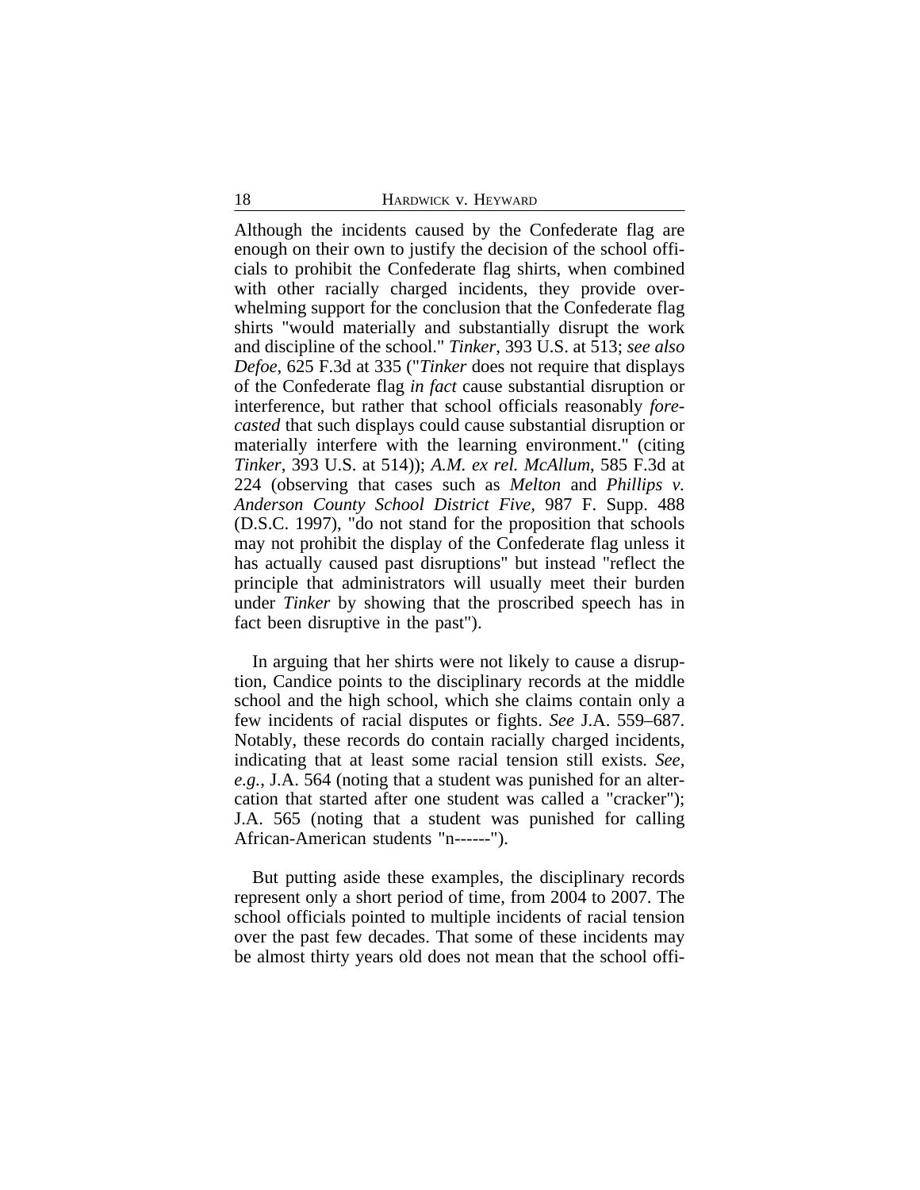Although the incidents caused by the Confederate flag are enough on their own to justify the decision of the school officials to prohibit the Confederate flag shirts, when combined with other racially charged incidents, they provide overwhelming support for the conclusion that the Confederate flag shirts "would materially and substantially disrupt the work and discipline of the school." *Tinker*, 393 U.S. at 513; *see also Defoe*, 625 F.3d at 335 ("*Tinker* does not require that displays of the Confederate flag *in fact* cause substantial disruption or interference, but rather that school officials reasonably *forecasted* that such displays could cause substantial disruption or materially interfere with the learning environment." (citing *Tinker*, 393 U.S. at 514)); *A.M. ex rel. McAllum*, 585 F.3d at 224 (observing that cases such as *Melton* and *Phillips v. Anderson County School District Five*, 987 F. Supp. 488 (D.S.C. 1997), "do not stand for the proposition that schools may not prohibit the display of the Confederate flag unless it has actually caused past disruptions" but instead "reflect the principle that administrators will usually meet their burden under *Tinker* by showing that the proscribed speech has in fact been disruptive in the past").

In arguing that her shirts were not likely to cause a disruption, Candice points to the disciplinary records at the middle school and the high school, which she claims contain only a few incidents of racial disputes or fights. *See* J.A. 559–687. Notably, these records do contain racially charged incidents, indicating that at least some racial tension still exists. *See, e.g.*, J.A. 564 (noting that a student was punished for an altercation that started after one student was called a "cracker"); J.A. 565 (noting that a student was punished for calling African-American students "n------").

But putting aside these examples, the disciplinary records represent only a short period of time, from 2004 to 2007. The school officials pointed to multiple incidents of racial tension over the past few decades. That some of these incidents may be almost thirty years old does not mean that the school offi-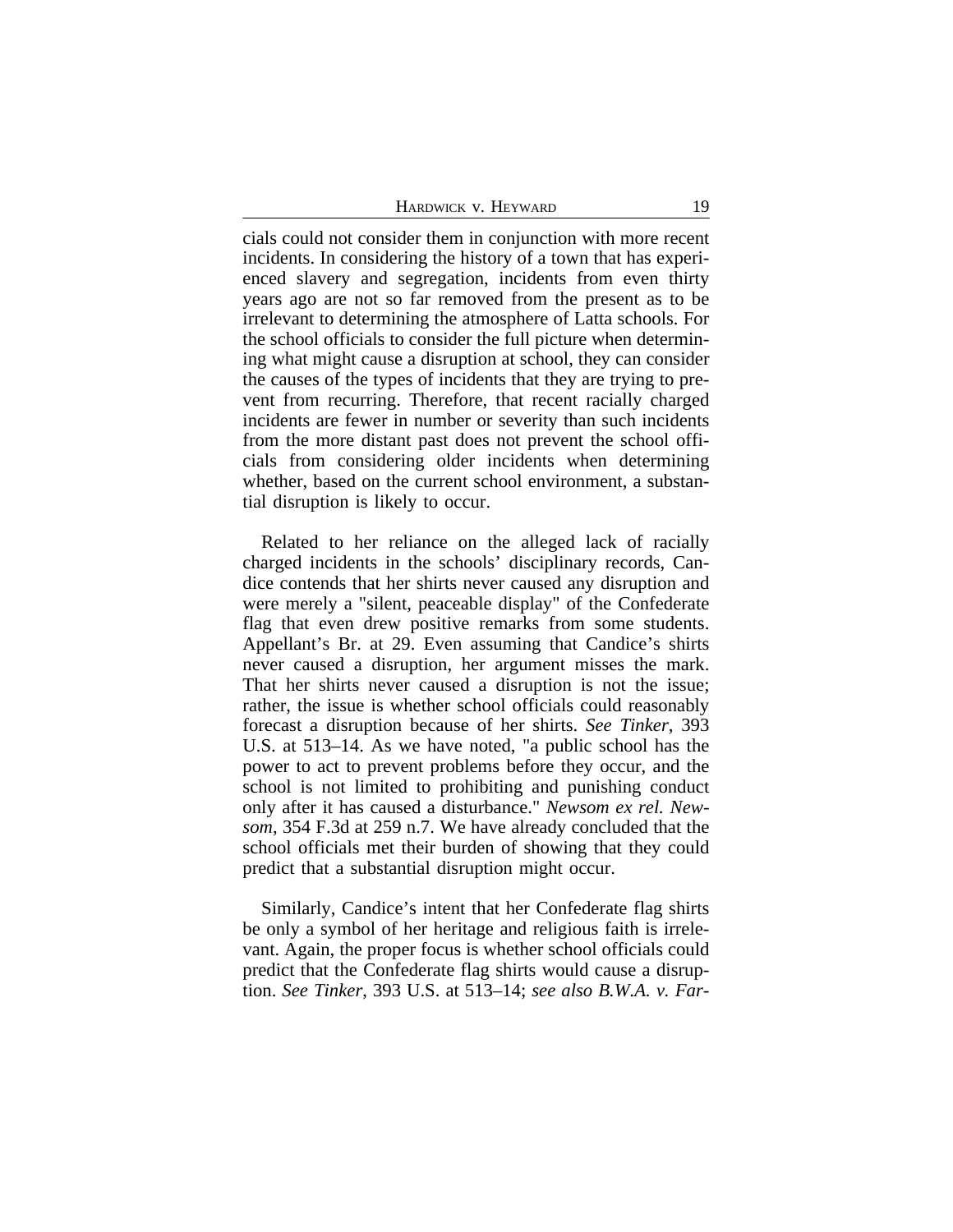cials could not consider them in conjunction with more recent incidents. In considering the history of a town that has experienced slavery and segregation, incidents from even thirty years ago are not so far removed from the present as to be irrelevant to determining the atmosphere of Latta schools. For the school officials to consider the full picture when determining what might cause a disruption at school, they can consider the causes of the types of incidents that they are trying to prevent from recurring. Therefore, that recent racially charged incidents are fewer in number or severity than such incidents from the more distant past does not prevent the school officials from considering older incidents when determining whether, based on the current school environment, a substantial disruption is likely to occur.

Related to her reliance on the alleged lack of racially charged incidents in the schools' disciplinary records, Candice contends that her shirts never caused any disruption and were merely a "silent, peaceable display" of the Confederate flag that even drew positive remarks from some students. Appellant's Br. at 29. Even assuming that Candice's shirts never caused a disruption, her argument misses the mark. That her shirts never caused a disruption is not the issue; rather, the issue is whether school officials could reasonably forecast a disruption because of her shirts. *See Tinker*, 393 U.S. at 513–14. As we have noted, "a public school has the power to act to prevent problems before they occur, and the school is not limited to prohibiting and punishing conduct only after it has caused a disturbance." *Newsom ex rel. Newsom*, 354 F.3d at 259 n.7. We have already concluded that the school officials met their burden of showing that they could predict that a substantial disruption might occur.

Similarly, Candice's intent that her Confederate flag shirts be only a symbol of her heritage and religious faith is irrelevant. Again, the proper focus is whether school officials could predict that the Confederate flag shirts would cause a disruption. *See Tinker*, 393 U.S. at 513–14; *see also B.W.A. v. Far-*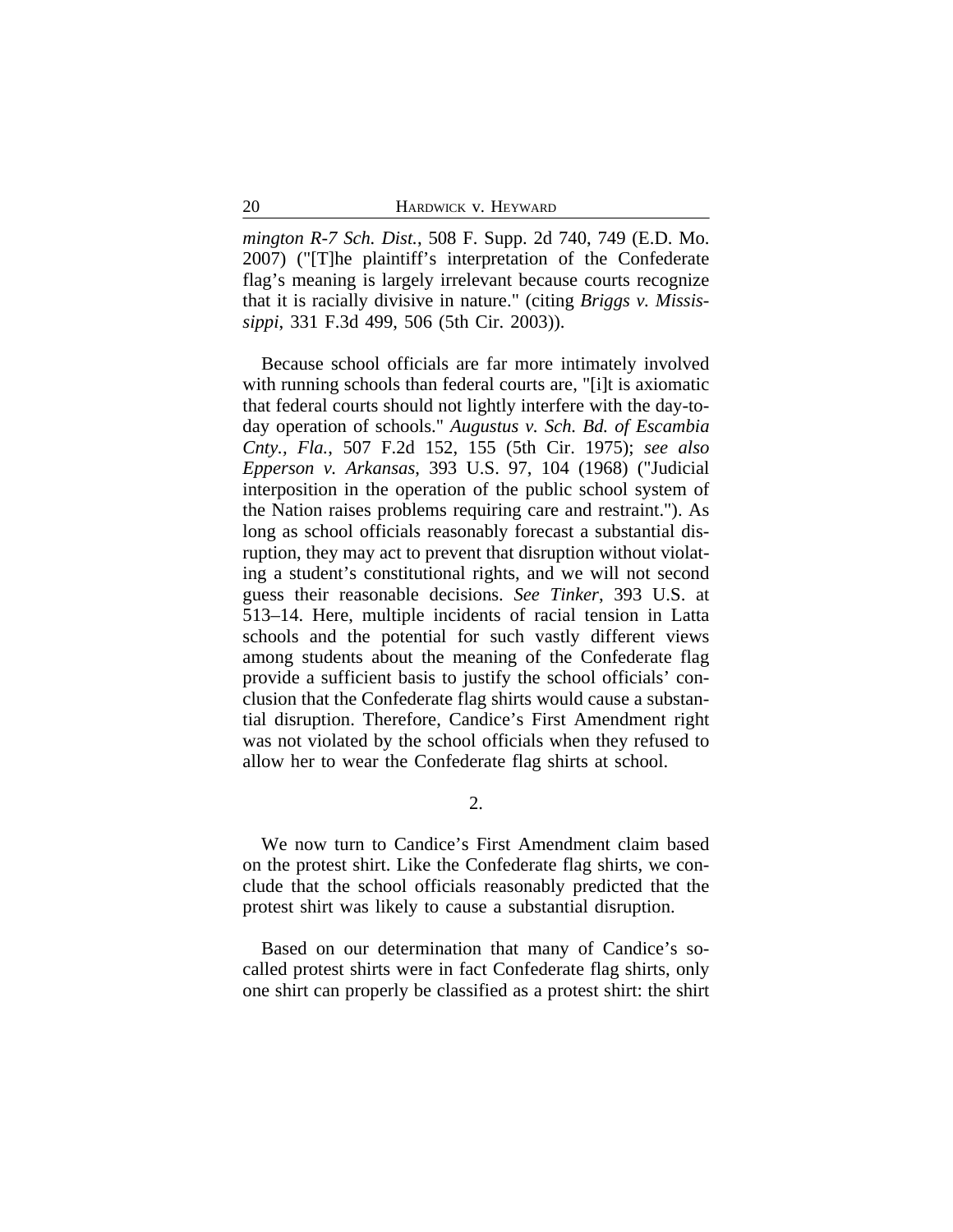*mington R-7 Sch. Dist.*, 508 F. Supp. 2d 740, 749 (E.D. Mo. 2007) ("[T]he plaintiff's interpretation of the Confederate flag's meaning is largely irrelevant because courts recognize that it is racially divisive in nature." (citing *Briggs v. Mississippi*, 331 F.3d 499, 506 (5th Cir. 2003)).

Because school officials are far more intimately involved with running schools than federal courts are, "[i]t is axiomatic that federal courts should not lightly interfere with the day-to-day operation of schools." *Augustus v. Sch. Bd. of Escambia Cnty., Fla.*, 507 F.2d 152, 155 (5th Cir. 1975); *see also Epperson v. Arkansas*, 393 U.S. 97, 104 (1968) ("Judicial interposition in the operation of the public school system of the Nation raises problems requiring care and restraint."). As long as school officials reasonably forecast a substantial disruption, they may act to prevent that disruption without violating a student's constitutional rights, and we will not second guess their reasonable decisions. *See Tinker*, 393 U.S. at 513–14. Here, multiple incidents of racial tension in Latta schools and the potential for such vastly different views among students about the meaning of the Confederate flag provide a sufficient basis to justify the school officials' conclusion that the Confederate flag shirts would cause a substantial disruption. Therefore, Candice's First Amendment right was not violated by the school officials when they refused to allow her to wear the Confederate flag shirts at school.

2.

We now turn to Candice's First Amendment claim based on the protest shirt. Like the Confederate flag shirts, we conclude that the school officials reasonably predicted that the protest shirt was likely to cause a substantial disruption.

Based on our determination that many of Candice's so-called protest shirts were in fact Confederate flag shirts, only one shirt can properly be classified as a protest shirt: the shirt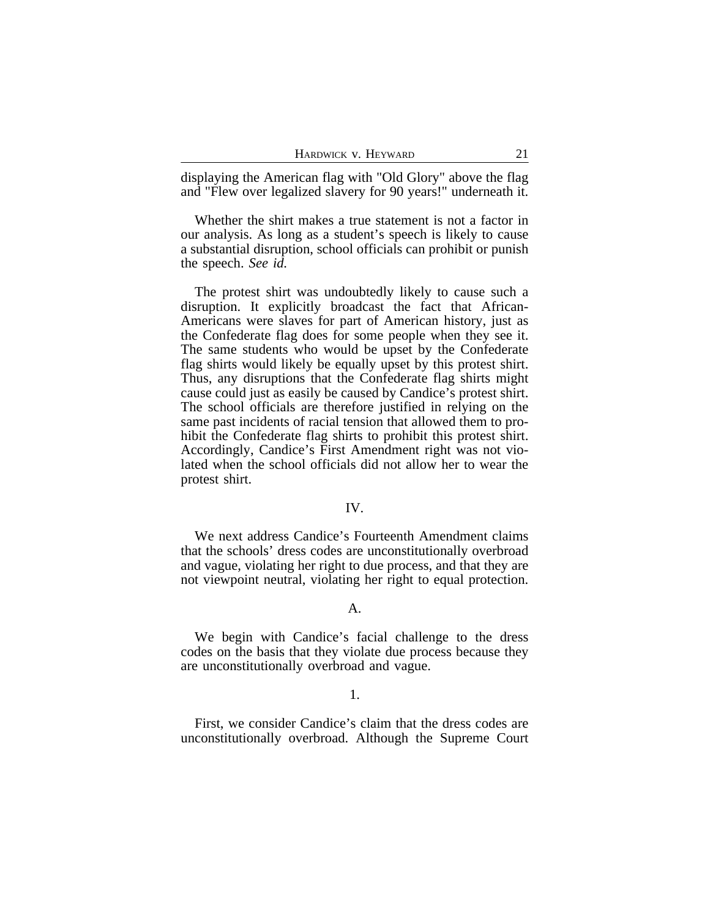displaying the American flag with "Old Glory" above the flag and "Flew over legalized slavery for 90 years!" underneath it.

Whether the shirt makes a true statement is not a factor in our analysis. As long as a student's speech is likely to cause a substantial disruption, school officials can prohibit or punish the speech. *See id.*

The protest shirt was undoubtedly likely to cause such a disruption. It explicitly broadcast the fact that African-Americans were slaves for part of American history, just as the Confederate flag does for some people when they see it. The same students who would be upset by the Confederate flag shirts would likely be equally upset by this protest shirt. Thus, any disruptions that the Confederate flag shirts might cause could just as easily be caused by Candice's protest shirt. The school officials are therefore justified in relying on the same past incidents of racial tension that allowed them to prohibit the Confederate flag shirts to prohibit this protest shirt. Accordingly, Candice's First Amendment right was not violated when the school officials did not allow her to wear the protest shirt.

## IV.

We next address Candice's Fourteenth Amendment claims that the schools' dress codes are unconstitutionally overbroad and vague, violating her right to due process, and that they are not viewpoint neutral, violating her right to equal protection.

### A.

We begin with Candice's facial challenge to the dress codes on the basis that they violate due process because they are unconstitutionally overbroad and vague.

#### 1.

First, we consider Candice's claim that the dress codes are unconstitutionally overbroad. Although the Supreme Court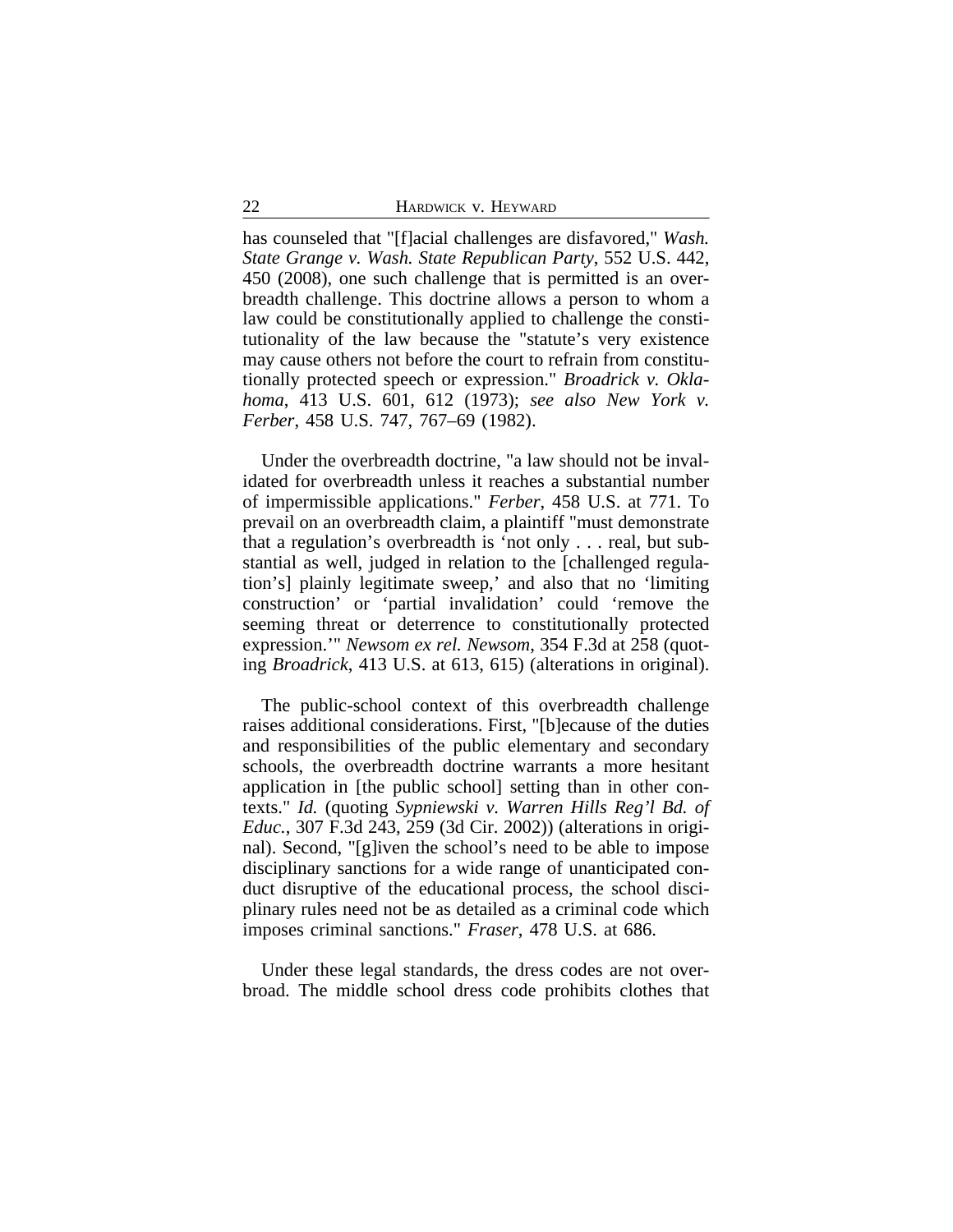has counseled that "[f]acial challenges are disfavored," *Wash. State Grange v. Wash. State Republican Party*, 552 U.S. 442, 450 (2008), one such challenge that is permitted is an overbreadth challenge. This doctrine allows a person to whom a law could be constitutionally applied to challenge the constitutionality of the law because the "statute's very existence may cause others not before the court to refrain from constitutionally protected speech or expression." *Broadrick v. Oklahoma*, 413 U.S. 601, 612 (1973); *see also New York v. Ferber*, 458 U.S. 747, 767–69 (1982).

Under the overbreadth doctrine, "a law should not be invalidated for overbreadth unless it reaches a substantial number of impermissible applications." *Ferber*, 458 U.S. at 771. To prevail on an overbreadth claim, a plaintiff "must demonstrate that a regulation's overbreadth is 'not only . . . real, but substantial as well, judged in relation to the [challenged regulation's] plainly legitimate sweep,' and also that no 'limiting construction' or 'partial invalidation' could 'remove the seeming threat or deterrence to constitutionally protected expression.'" *Newsom ex rel. Newsom*, 354 F.3d at 258 (quoting *Broadrick*, 413 U.S. at 613, 615) (alterations in original).

The public-school context of this overbreadth challenge raises additional considerations. First, "[b]ecause of the duties and responsibilities of the public elementary and secondary schools, the overbreadth doctrine warrants a more hesitant application in [the public school] setting than in other contexts." *Id.* (quoting *Sypniewski v. Warren Hills Reg'l Bd. of Educ.*, 307 F.3d 243, 259 (3d Cir. 2002)) (alterations in original). Second, "[g]iven the school's need to be able to impose disciplinary sanctions for a wide range of unanticipated conduct disruptive of the educational process, the school disciplinary rules need not be as detailed as a criminal code which imposes criminal sanctions." *Fraser*, 478 U.S. at 686.

Under these legal standards, the dress codes are not overbroad. The middle school dress code prohibits clothes that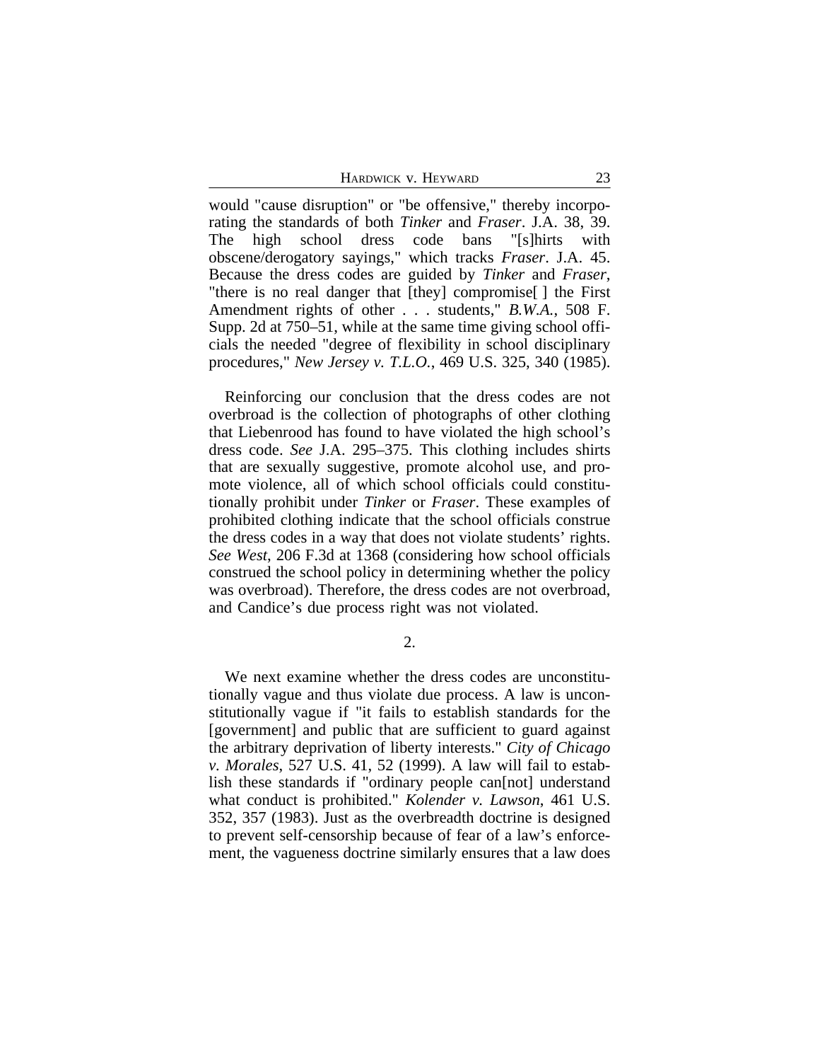would "cause disruption" or "be offensive," thereby incorporating the standards of both *Tinker* and *Fraser*. J.A. 38, 39. The high school dress code bans "[s]hirts with obscene/derogatory sayings," which tracks *Fraser*. J.A. 45. Because the dress codes are guided by *Tinker* and *Fraser*, "there is no real danger that [they] compromise[ ] the First Amendment rights of other . . . students," *B.W.A.*, 508 F. Supp. 2d at 750–51, while at the same time giving school officials the needed "degree of flexibility in school disciplinary procedures," *New Jersey v. T.L.O.*, 469 U.S. 325, 340 (1985).

Reinforcing our conclusion that the dress codes are not overbroad is the collection of photographs of other clothing that Liebenrood has found to have violated the high school's dress code. *See* J.A. 295–375. This clothing includes shirts that are sexually suggestive, promote alcohol use, and promote violence, all of which school officials could constitutionally prohibit under *Tinker* or *Fraser*. These examples of prohibited clothing indicate that the school officials construe the dress codes in a way that does not violate students' rights. *See West*, 206 F.3d at 1368 (considering how school officials construed the school policy in determining whether the policy was overbroad). Therefore, the dress codes are not overbroad, and Candice's due process right was not violated.

2.

We next examine whether the dress codes are unconstitutionally vague and thus violate due process. A law is unconstitutionally vague if "it fails to establish standards for the [government] and public that are sufficient to guard against the arbitrary deprivation of liberty interests." *City of Chicago v. Morales*, 527 U.S. 41, 52 (1999). A law will fail to establish these standards if "ordinary people can[not] understand what conduct is prohibited." *Kolender v. Lawson*, 461 U.S. 352, 357 (1983). Just as the overbreadth doctrine is designed to prevent self-censorship because of fear of a law's enforcement, the vagueness doctrine similarly ensures that a law does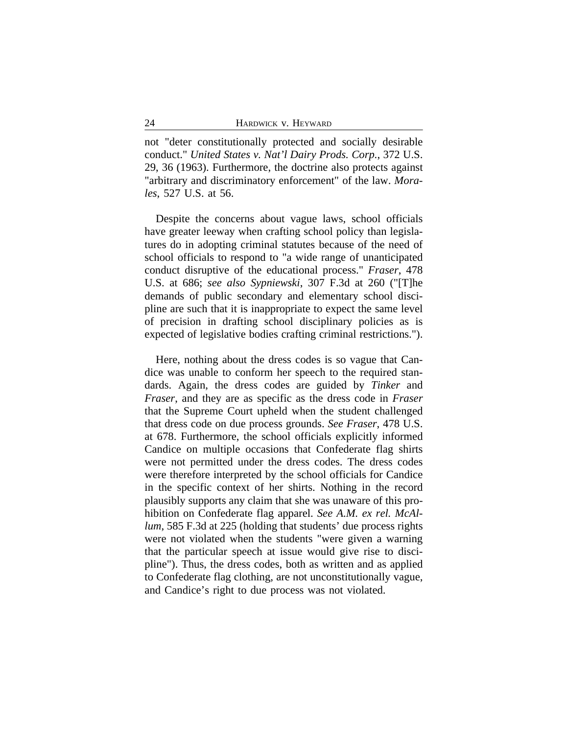not "deter constitutionally protected and socially desirable conduct." *United States v. Nat'l Dairy Prods. Corp.*, 372 U.S. 29, 36 (1963). Furthermore, the doctrine also protects against "arbitrary and discriminatory enforcement" of the law. *Morales*, 527 U.S. at 56.

Despite the concerns about vague laws, school officials have greater leeway when crafting school policy than legislatures do in adopting criminal statutes because of the need of school officials to respond to "a wide range of unanticipated conduct disruptive of the educational process." *Fraser*, 478 U.S. at 686; *see also Sypniewski*, 307 F.3d at 260 ("[T]he demands of public secondary and elementary school discipline are such that it is inappropriate to expect the same level of precision in drafting school disciplinary policies as is expected of legislative bodies crafting criminal restrictions.").

Here, nothing about the dress codes is so vague that Candice was unable to conform her speech to the required standards. Again, the dress codes are guided by *Tinker* and *Fraser*, and they are as specific as the dress code in *Fraser* that the Supreme Court upheld when the student challenged that dress code on due process grounds. *See Fraser*, 478 U.S. at 678. Furthermore, the school officials explicitly informed Candice on multiple occasions that Confederate flag shirts were not permitted under the dress codes. The dress codes were therefore interpreted by the school officials for Candice in the specific context of her shirts. Nothing in the record plausibly supports any claim that she was unaware of this prohibition on Confederate flag apparel. *See A.M. ex rel. McAllum*, 585 F.3d at 225 (holding that students' due process rights were not violated when the students "were given a warning that the particular speech at issue would give rise to discipline"). Thus, the dress codes, both as written and as applied to Confederate flag clothing, are not unconstitutionally vague, and Candice's right to due process was not violated.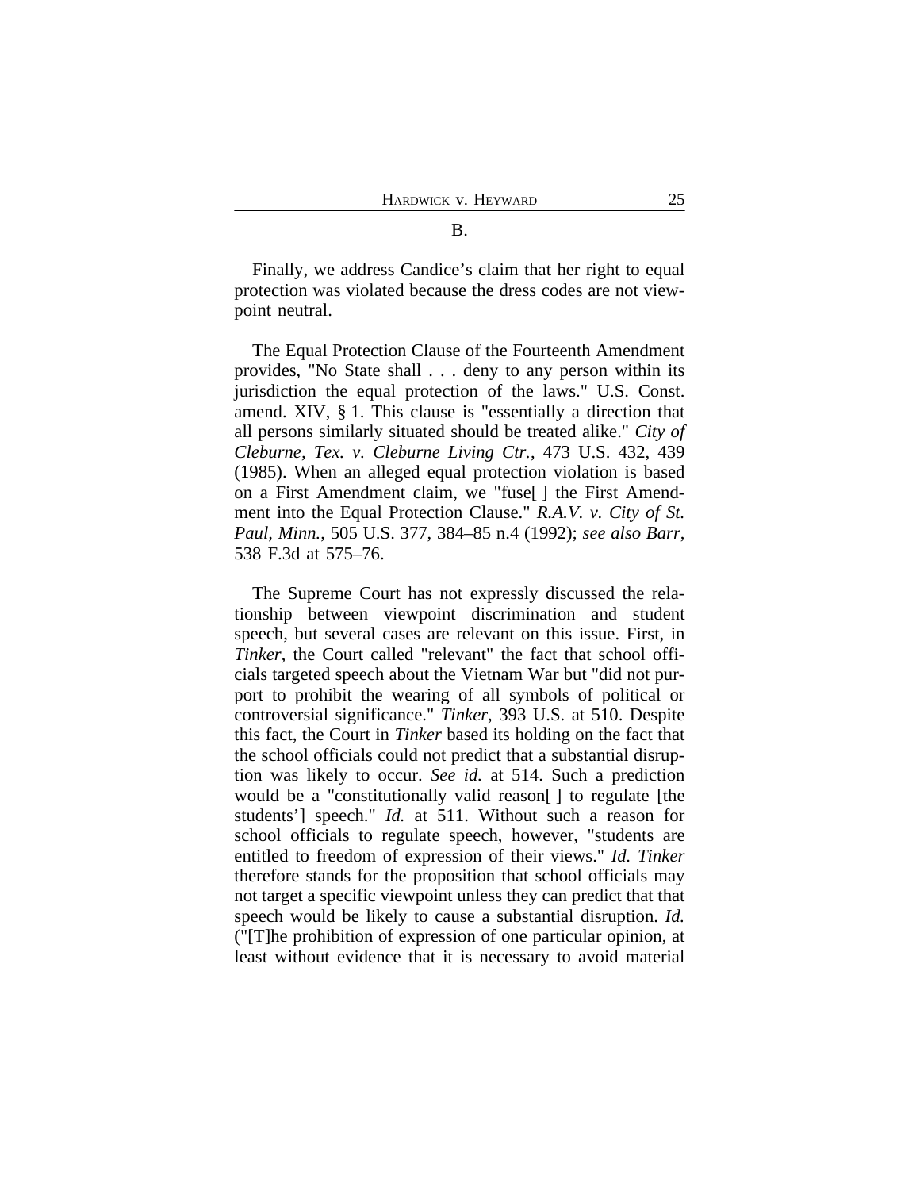### B.

Finally, we address Candice's claim that her right to equal protection was violated because the dress codes are not viewpoint neutral.

The Equal Protection Clause of the Fourteenth Amendment provides, "No State shall . . . deny to any person within its jurisdiction the equal protection of the laws." U.S. Const. amend. XIV, § 1. This clause is "essentially a direction that all persons similarly situated should be treated alike." *City of Cleburne, Tex. v. Cleburne Living Ctr.*, 473 U.S. 432, 439 (1985). When an alleged equal protection violation is based on a First Amendment claim, we "fuse[ ] the First Amendment into the Equal Protection Clause." *R.A.V. v. City of St. Paul, Minn.*, 505 U.S. 377, 384–85 n.4 (1992); *see also Barr*, 538 F.3d at 575–76.

The Supreme Court has not expressly discussed the relationship between viewpoint discrimination and student speech, but several cases are relevant on this issue. First, in *Tinker*, the Court called "relevant" the fact that school officials targeted speech about the Vietnam War but "did not purport to prohibit the wearing of all symbols of political or controversial significance." *Tinker*, 393 U.S. at 510. Despite this fact, the Court in *Tinker* based its holding on the fact that the school officials could not predict that a substantial disruption was likely to occur. *See id.* at 514. Such a prediction would be a "constitutionally valid reason[ ] to regulate [the students'] speech." *Id.* at 511. Without such a reason for school officials to regulate speech, however, "students are entitled to freedom of expression of their views." *Id. Tinker* therefore stands for the proposition that school officials may not target a specific viewpoint unless they can predict that that speech would be likely to cause a substantial disruption. *Id.* ("[T]he prohibition of expression of one particular opinion, at least without evidence that it is necessary to avoid material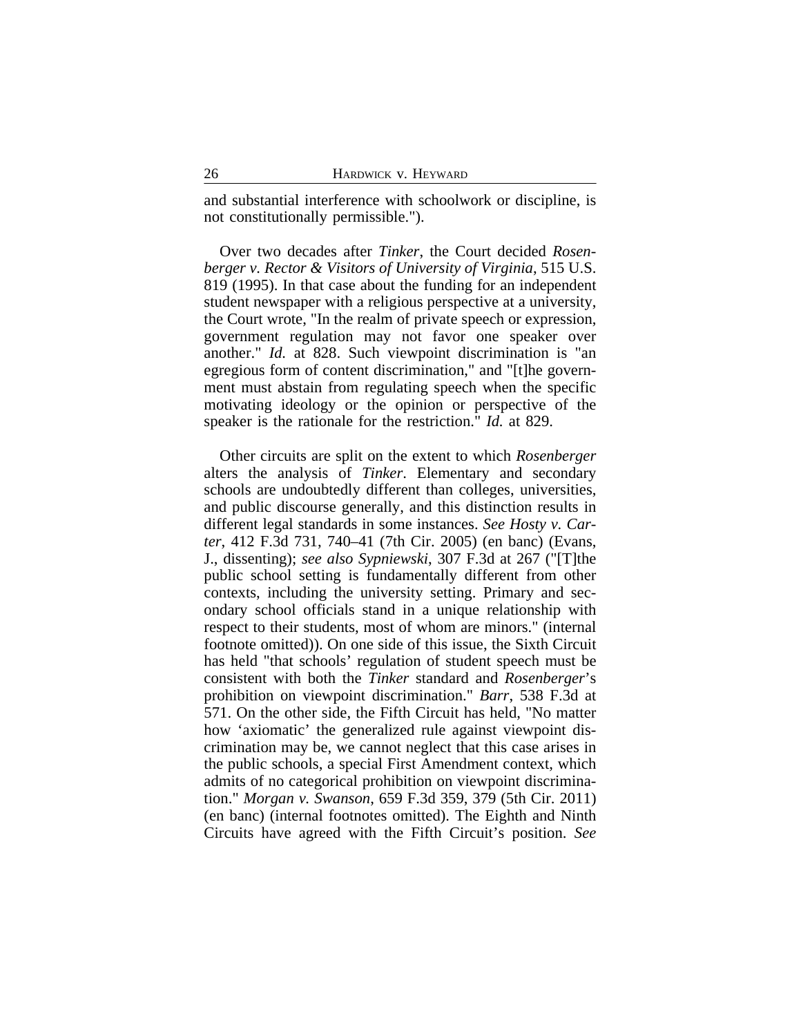and substantial interference with schoolwork or discipline, is not constitutionally permissible.").

Over two decades after *Tinker*, the Court decided *Rosenberger v. Rector & Visitors of University of Virginia*, 515 U.S. 819 (1995). In that case about the funding for an independent student newspaper with a religious perspective at a university, the Court wrote, "In the realm of private speech or expression, government regulation may not favor one speaker over another." *Id.* at 828. Such viewpoint discrimination is "an egregious form of content discrimination," and "[t]he government must abstain from regulating speech when the specific motivating ideology or the opinion or perspective of the speaker is the rationale for the restriction." *Id.* at 829.

Other circuits are split on the extent to which *Rosenberger* alters the analysis of *Tinker*. Elementary and secondary schools are undoubtedly different than colleges, universities, and public discourse generally, and this distinction results in different legal standards in some instances. *See Hosty v. Carter*, 412 F.3d 731, 740–41 (7th Cir. 2005) (en banc) (Evans, J., dissenting); *see also Sypniewski*, 307 F.3d at 267 ("[T]he public school setting is fundamentally different from other contexts, including the university setting. Primary and secondary school officials stand in a unique relationship with respect to their students, most of whom are minors." (internal footnote omitted)). On one side of this issue, the Sixth Circuit has held "that schools' regulation of student speech must be consistent with both the *Tinker* standard and *Rosenberger*'s prohibition on viewpoint discrimination." *Barr*, 538 F.3d at 571. On the other side, the Fifth Circuit has held, "No matter how 'axiomatic' the generalized rule against viewpoint discrimination may be, we cannot neglect that this case arises in the public schools, a special First Amendment context, which admits of no categorical prohibition on viewpoint discrimination." *Morgan v. Swanson*, 659 F.3d 359, 379 (5th Cir. 2011) (en banc) (internal footnotes omitted). The Eighth and Ninth Circuits have agreed with the Fifth Circuit's position. *See*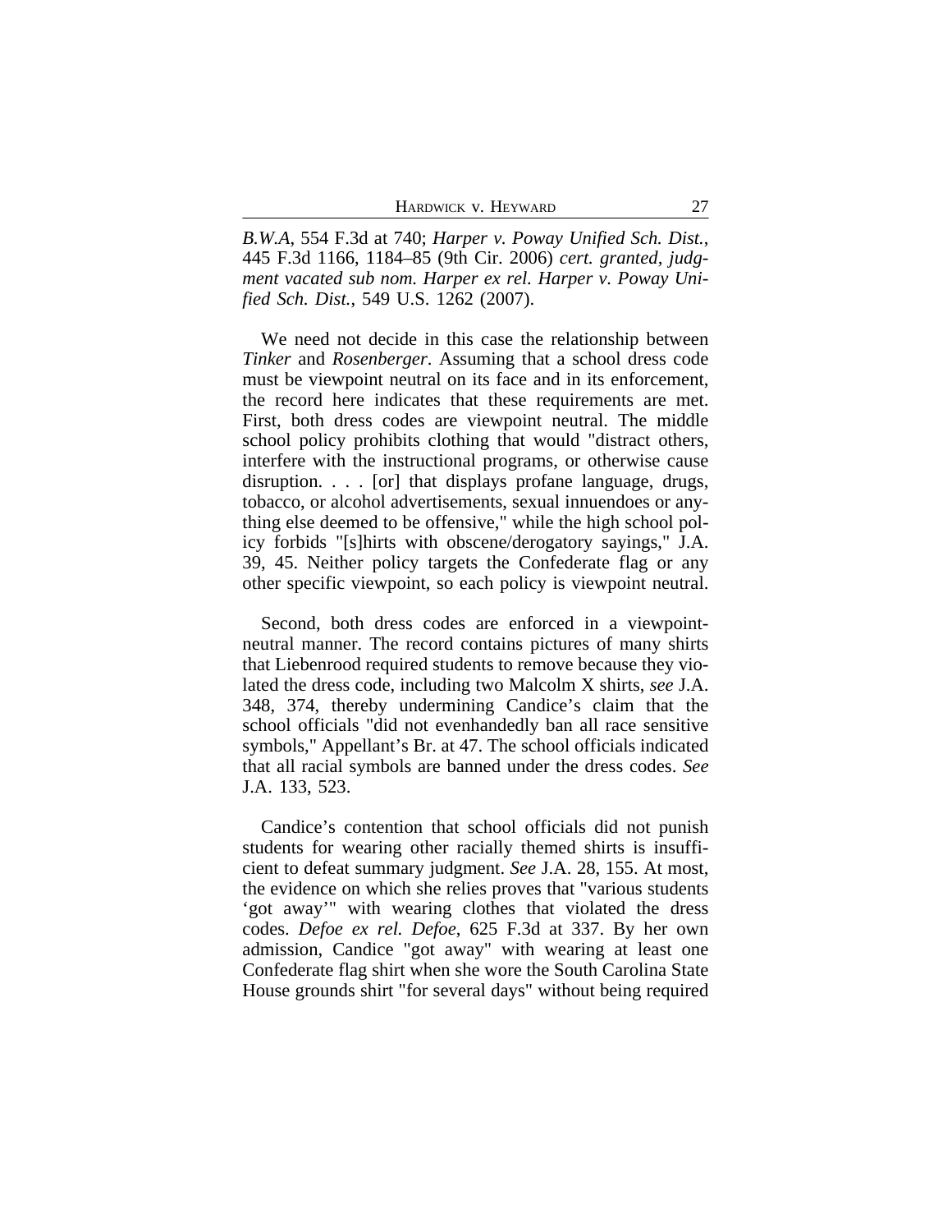*B.W.A*, 554 F.3d at 740; *Harper v. Poway Unified Sch. Dist.*, 445 F.3d 1166, 1184–85 (9th Cir. 2006) *cert. granted, judgment vacated sub nom. Harper ex rel. Harper v. Poway Unified Sch. Dist.*, 549 U.S. 1262 (2007).

We need not decide in this case the relationship between *Tinker* and *Rosenberger*. Assuming that a school dress code must be viewpoint neutral on its face and in its enforcement, the record here indicates that these requirements are met. First, both dress codes are viewpoint neutral. The middle school policy prohibits clothing that would "distract others, interfere with the instructional programs, or otherwise cause disruption. . . . [or] that displays profane language, drugs, tobacco, or alcohol advertisements, sexual innuendoes or anything else deemed to be offensive," while the high school policy forbids "[s]hirts with obscene/derogatory sayings," J.A. 39, 45. Neither policy targets the Confederate flag or any other specific viewpoint, so each policy is viewpoint neutral.

Second, both dress codes are enforced in a viewpoint-neutral manner. The record contains pictures of many shirts that Liebenrood required students to remove because they violated the dress code, including two Malcolm X shirts, *see* J.A. 348, 374, thereby undermining Candice's claim that the school officials "did not evenhandedly ban all race sensitive symbols," Appellant's Br. at 47. The school officials indicated that all racial symbols are banned under the dress codes. *See* J.A. 133, 523.

Candice's contention that school officials did not punish students for wearing other racially themed shirts is insufficient to defeat summary judgment. *See* J.A. 28, 155. At most, the evidence on which she relies proves that "various students 'got away'" with wearing clothes that violated the dress codes. *Defoe ex rel. Defoe*, 625 F.3d at 337. By her own admission, Candice "got away" with wearing at least one Confederate flag shirt when she wore the South Carolina State House grounds shirt "for several days" without being required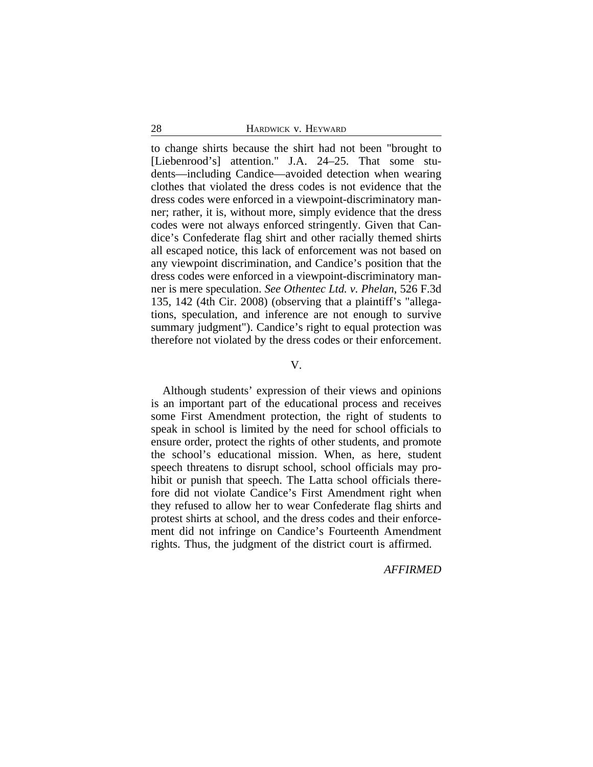to change shirts because the shirt had not been "brought to [Liebenrood's] attention." J.A. 24–25. That some students—including Candice—avoided detection when wearing clothes that violated the dress codes is not evidence that the dress codes were enforced in a viewpoint-discriminatory manner; rather, it is, without more, simply evidence that the dress codes were not always enforced stringently. Given that Candice's Confederate flag shirt and other racially themed shirts all escaped notice, this lack of enforcement was not based on any viewpoint discrimination, and Candice's position that the dress codes were enforced in a viewpoint-discriminatory manner is mere speculation. *See Othentec Ltd. v. Phelan*, 526 F.3d 135, 142 (4th Cir. 2008) (observing that a plaintiff's "allegations, speculation, and inference are not enough to survive summary judgment"). Candice's right to equal protection was therefore not violated by the dress codes or their enforcement.

## V.

Although students' expression of their views and opinions is an important part of the educational process and receives some First Amendment protection, the right of students to speak in school is limited by the need for school officials to ensure order, protect the rights of other students, and promote the school's educational mission. When, as here, student speech threatens to disrupt school, school officials may prohibit or punish that speech. The Latta school officials therefore did not violate Candice's First Amendment right when they refused to allow her to wear Confederate flag shirts and protest shirts at school, and the dress codes and their enforcement did not infringe on Candice's Fourteenth Amendment rights. Thus, the judgment of the district court is affirmed.

*AFFIRMED*